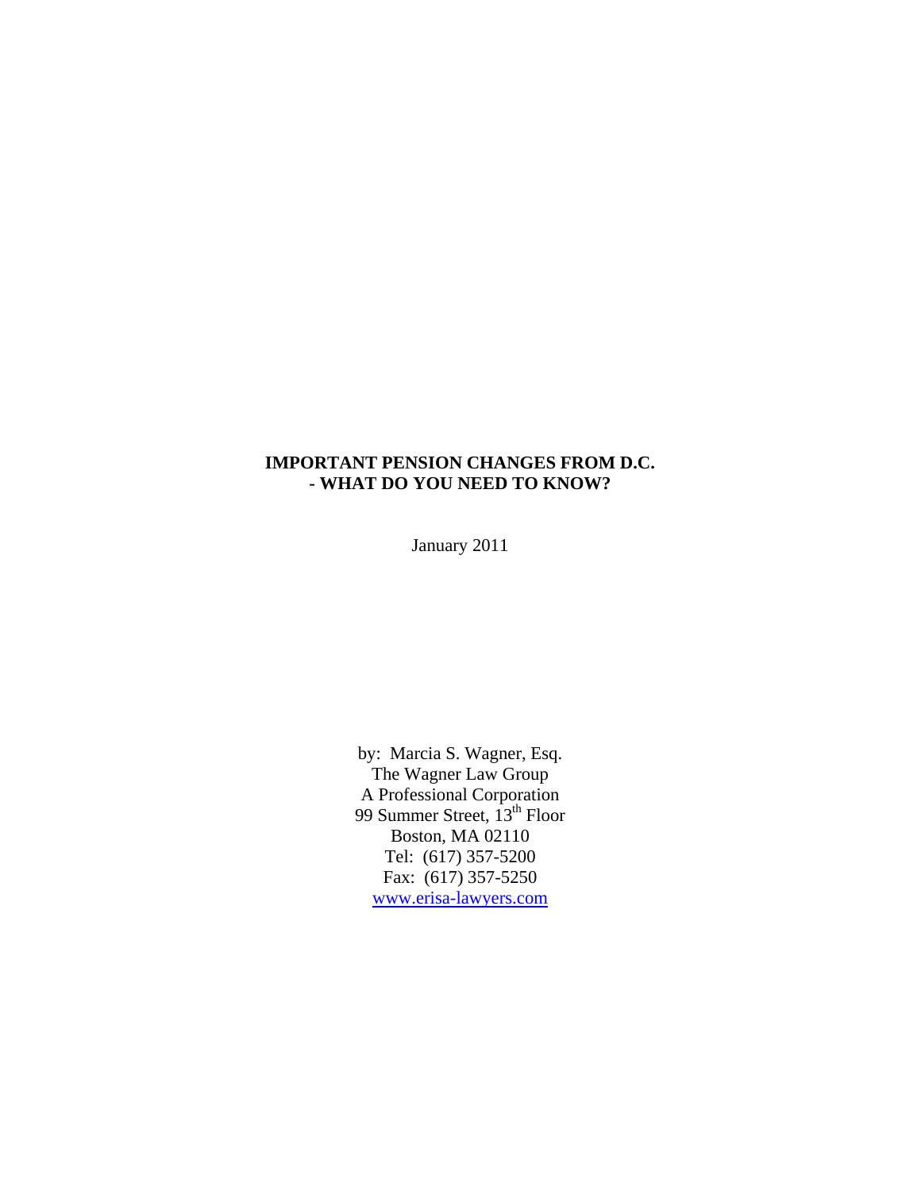# IMPORTANT PENSION CHANGES FROM D.C. - WHAT DO YOU NEED TO KNOW?

January 2011

by: Marcia S. Wagner, Esq.
The Wagner Law Group
A Professional Corporation
99 Summer Street, 13th Floor
Boston, MA 02110
Tel: (617) 357-5200
Fax: (617) 357-5250
www.erisa-lawyers.com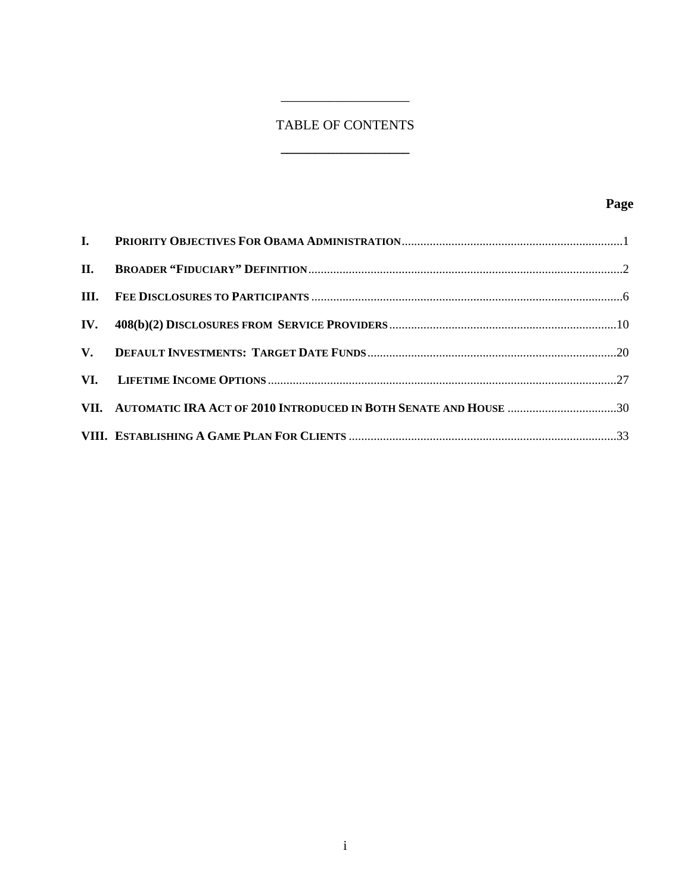# TABLE OF CONTENTS

| | | Page |
|---|---|---|
| I. | PRIORITY OBJECTIVES FOR OBAMA ADMINISTRATION | 1 |
| II. | BROADER "FIDUCIARY" DEFINITION | 2 |
| III. | FEE DISCLOSURES TO PARTICIPANTS | 6 |
| IV. | 408(b)(2) DISCLOSURES FROM SERVICE PROVIDERS | 10 |
| V. | DEFAULT INVESTMENTS: TARGET DATE FUNDS | 20 |
| VI. | LIFETIME INCOME OPTIONS | 27 |
| VII. | AUTOMATIC IRA ACT OF 2010 INTRODUCED IN BOTH SENATE AND HOUSE | 30 |
| VIII. | ESTABLISHING A GAME PLAN FOR CLIENTS | 33 |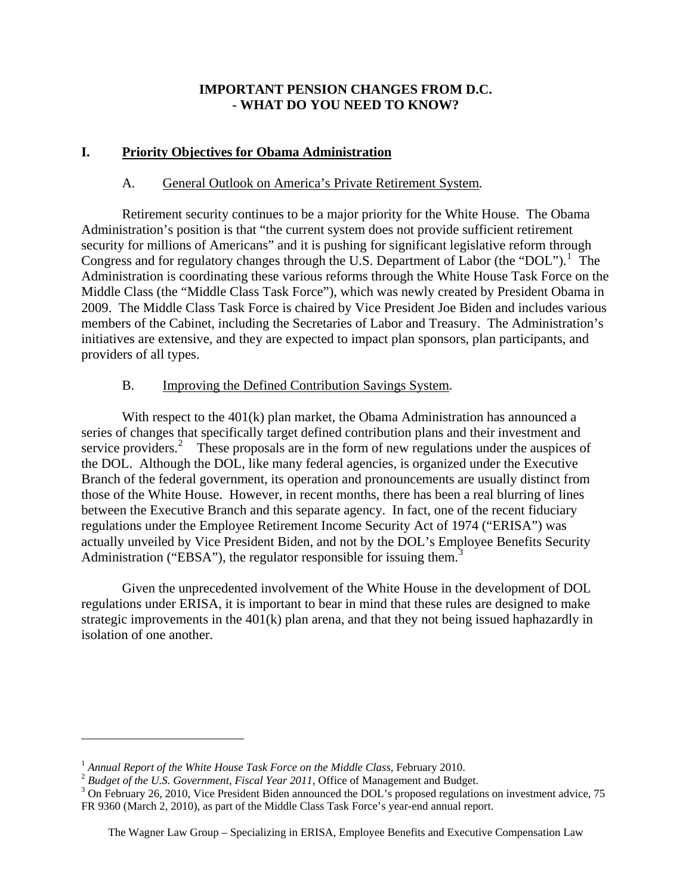**IMPORTANT PENSION CHANGES FROM D.C.**
**- WHAT DO YOU NEED TO KNOW?**

## I. Priority Objectives for Obama Administration

### A. General Outlook on America's Private Retirement System.

Retirement security continues to be a major priority for the White House. The Obama Administration's position is that "the current system does not provide sufficient retirement security for millions of Americans" and it is pushing for significant legislative reform through Congress and for regulatory changes through the U.S. Department of Labor (the "DOL").[1] The Administration is coordinating these various reforms through the White House Task Force on the Middle Class (the "Middle Class Task Force"), which was newly created by President Obama in 2009. The Middle Class Task Force is chaired by Vice President Joe Biden and includes various members of the Cabinet, including the Secretaries of Labor and Treasury. The Administration's initiatives are extensive, and they are expected to impact plan sponsors, plan participants, and providers of all types.

### B. Improving the Defined Contribution Savings System.

With respect to the 401(k) plan market, the Obama Administration has announced a series of changes that specifically target defined contribution plans and their investment and service providers.[2] These proposals are in the form of new regulations under the auspices of the DOL. Although the DOL, like many federal agencies, is organized under the Executive Branch of the federal government, its operation and pronouncements are usually distinct from those of the White House. However, in recent months, there has been a real blurring of lines between the Executive Branch and this separate agency. In fact, one of the recent fiduciary regulations under the Employee Retirement Income Security Act of 1974 ("ERISA") was actually unveiled by Vice President Biden, and not by the DOL's Employee Benefits Security Administration ("EBSA"), the regulator responsible for issuing them.[3]

Given the unprecedented involvement of the White House in the development of DOL regulations under ERISA, it is important to bear in mind that these rules are designed to make strategic improvements in the 401(k) plan arena, and that they not being issued haphazardly in isolation of one another.

---

[1] *Annual Report of the White House Task Force on the Middle Class*, February 2010.

[2] *Budget of the U.S. Government, Fiscal Year 2011*, Office of Management and Budget.

[3] On February 26, 2010, Vice President Biden announced the DOL's proposed regulations on investment advice, 75 FR 9360 (March 2, 2010), as part of the Middle Class Task Force's year-end annual report.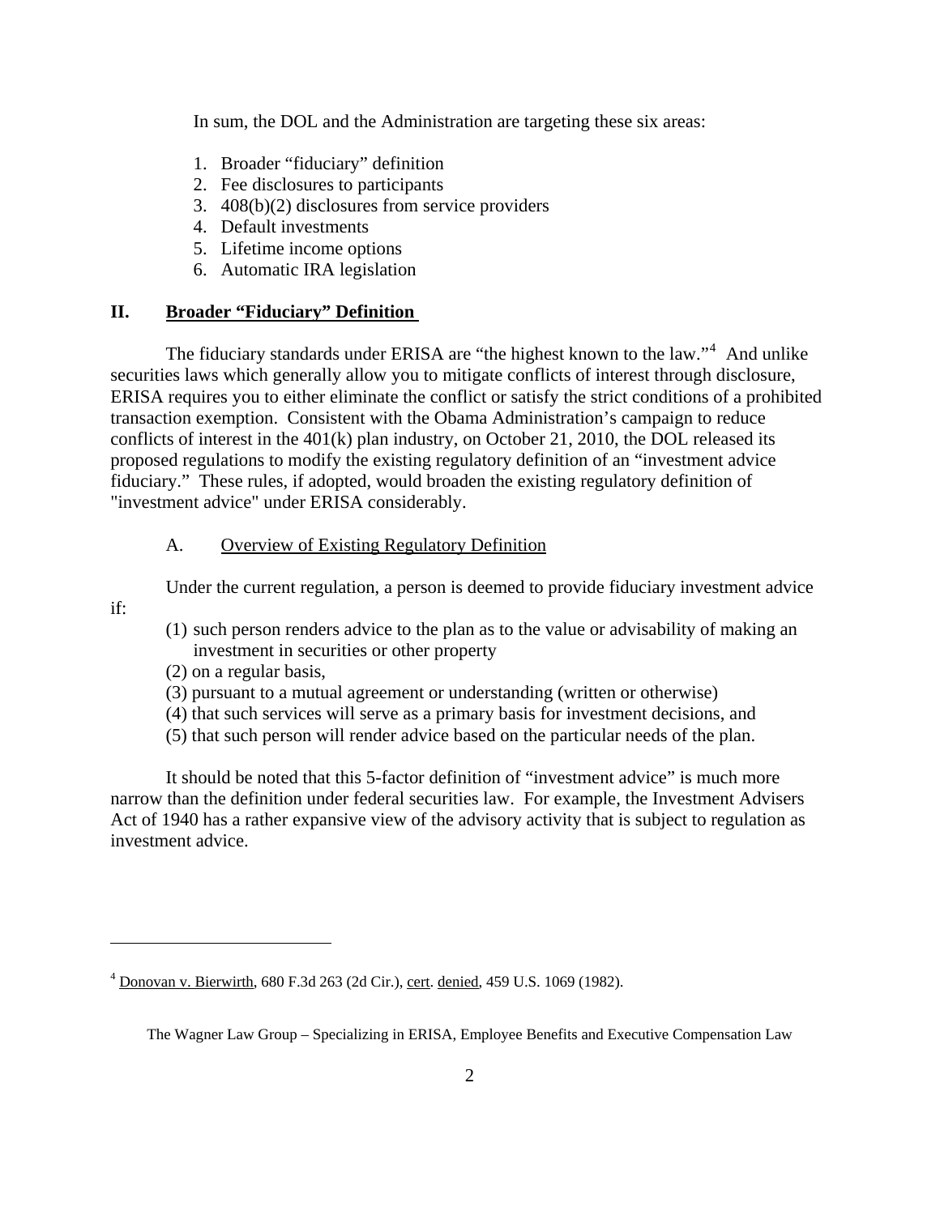In sum, the DOL and the Administration are targeting these six areas:

1. Broader "fiduciary" definition
2. Fee disclosures to participants
3. 408(b)(2) disclosures from service providers
4. Default investments
5. Lifetime income options
6. Automatic IRA legislation

## II. Broader "Fiduciary" Definition

The fiduciary standards under ERISA are "the highest known to the law."[4] And unlike securities laws which generally allow you to mitigate conflicts of interest through disclosure, ERISA requires you to either eliminate the conflict or satisfy the strict conditions of a prohibited transaction exemption. Consistent with the Obama Administration's campaign to reduce conflicts of interest in the 401(k) plan industry, on October 21, 2010, the DOL released its proposed regulations to modify the existing regulatory definition of an "investment advice fiduciary." These rules, if adopted, would broaden the existing regulatory definition of "investment advice" under ERISA considerably.

### A. Overview of Existing Regulatory Definition

Under the current regulation, a person is deemed to provide fiduciary investment advice if:

(1) such person renders advice to the plan as to the value or advisability of making an investment in securities or other property
(2) on a regular basis,
(3) pursuant to a mutual agreement or understanding (written or otherwise)
(4) that such services will serve as a primary basis for investment decisions, and
(5) that such person will render advice based on the particular needs of the plan.

It should be noted that this 5-factor definition of "investment advice" is much more narrow than the definition under federal securities law. For example, the Investment Advisers Act of 1940 has a rather expansive view of the advisory activity that is subject to regulation as investment advice.

---

[4] Donovan v. Bierwirth, 680 F.3d 263 (2d Cir.), cert. denied, 459 U.S. 1069 (1982).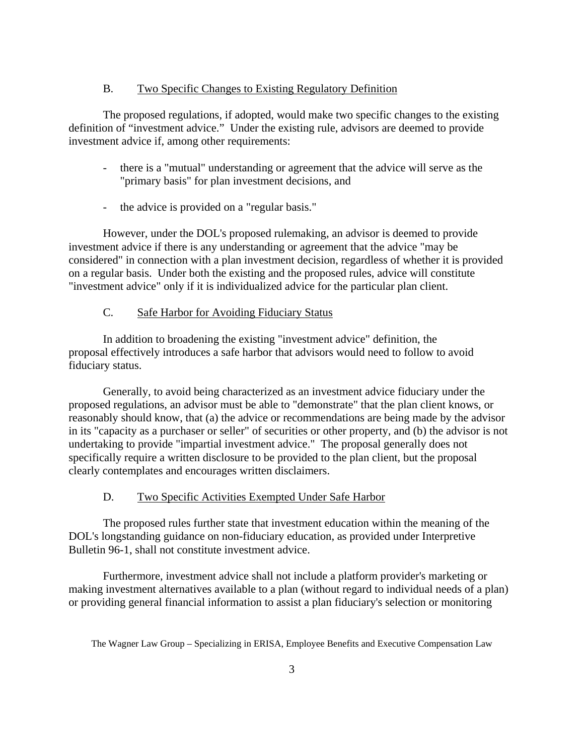### B. Two Specific Changes to Existing Regulatory Definition

The proposed regulations, if adopted, would make two specific changes to the existing definition of "investment advice." Under the existing rule, advisors are deemed to provide investment advice if, among other requirements:

- there is a "mutual" understanding or agreement that the advice will serve as the "primary basis" for plan investment decisions, and
- the advice is provided on a "regular basis."

However, under the DOL's proposed rulemaking, an advisor is deemed to provide investment advice if there is any understanding or agreement that the advice "may be considered" in connection with a plan investment decision, regardless of whether it is provided on a regular basis. Under both the existing and the proposed rules, advice will constitute "investment advice" only if it is individualized advice for the particular plan client.

### C. Safe Harbor for Avoiding Fiduciary Status

In addition to broadening the existing "investment advice" definition, the proposal effectively introduces a safe harbor that advisors would need to follow to avoid fiduciary status.

Generally, to avoid being characterized as an investment advice fiduciary under the proposed regulations, an advisor must be able to "demonstrate" that the plan client knows, or reasonably should know, that (a) the advice or recommendations are being made by the advisor in its "capacity as a purchaser or seller" of securities or other property, and (b) the advisor is not undertaking to provide "impartial investment advice." The proposal generally does not specifically require a written disclosure to be provided to the plan client, but the proposal clearly contemplates and encourages written disclaimers.

### D. Two Specific Activities Exempted Under Safe Harbor

The proposed rules further state that investment education within the meaning of the DOL's longstanding guidance on non-fiduciary education, as provided under Interpretive Bulletin 96-1, shall not constitute investment advice.

Furthermore, investment advice shall not include a platform provider's marketing or making investment alternatives available to a plan (without regard to individual needs of a plan) or providing general financial information to assist a plan fiduciary's selection or monitoring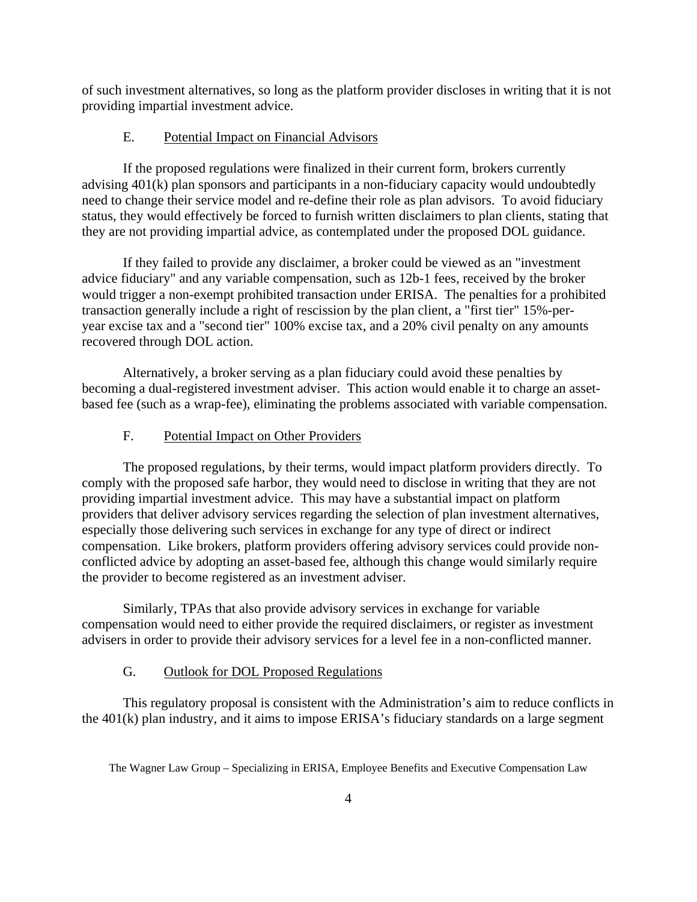of such investment alternatives, so long as the platform provider discloses in writing that it is not providing impartial investment advice.

### E. Potential Impact on Financial Advisors

If the proposed regulations were finalized in their current form, brokers currently advising 401(k) plan sponsors and participants in a non-fiduciary capacity would undoubtedly need to change their service model and re-define their role as plan advisors. To avoid fiduciary status, they would effectively be forced to furnish written disclaimers to plan clients, stating that they are not providing impartial advice, as contemplated under the proposed DOL guidance.

If they failed to provide any disclaimer, a broker could be viewed as an "investment advice fiduciary" and any variable compensation, such as 12b-1 fees, received by the broker would trigger a non-exempt prohibited transaction under ERISA. The penalties for a prohibited transaction generally include a right of rescission by the plan client, a "first tier" 15%-per-year excise tax and a "second tier" 100% excise tax, and a 20% civil penalty on any amounts recovered through DOL action.

Alternatively, a broker serving as a plan fiduciary could avoid these penalties by becoming a dual-registered investment adviser. This action would enable it to charge an asset-based fee (such as a wrap-fee), eliminating the problems associated with variable compensation.

### F. Potential Impact on Other Providers

The proposed regulations, by their terms, would impact platform providers directly. To comply with the proposed safe harbor, they would need to disclose in writing that they are not providing impartial investment advice. This may have a substantial impact on platform providers that deliver advisory services regarding the selection of plan investment alternatives, especially those delivering such services in exchange for any type of direct or indirect compensation. Like brokers, platform providers offering advisory services could provide non-conflicted advice by adopting an asset-based fee, although this change would similarly require the provider to become registered as an investment adviser.

Similarly, TPAs that also provide advisory services in exchange for variable compensation would need to either provide the required disclaimers, or register as investment advisers in order to provide their advisory services for a level fee in a non-conflicted manner.

### G. Outlook for DOL Proposed Regulations

This regulatory proposal is consistent with the Administration's aim to reduce conflicts in the 401(k) plan industry, and it aims to impose ERISA's fiduciary standards on a large segment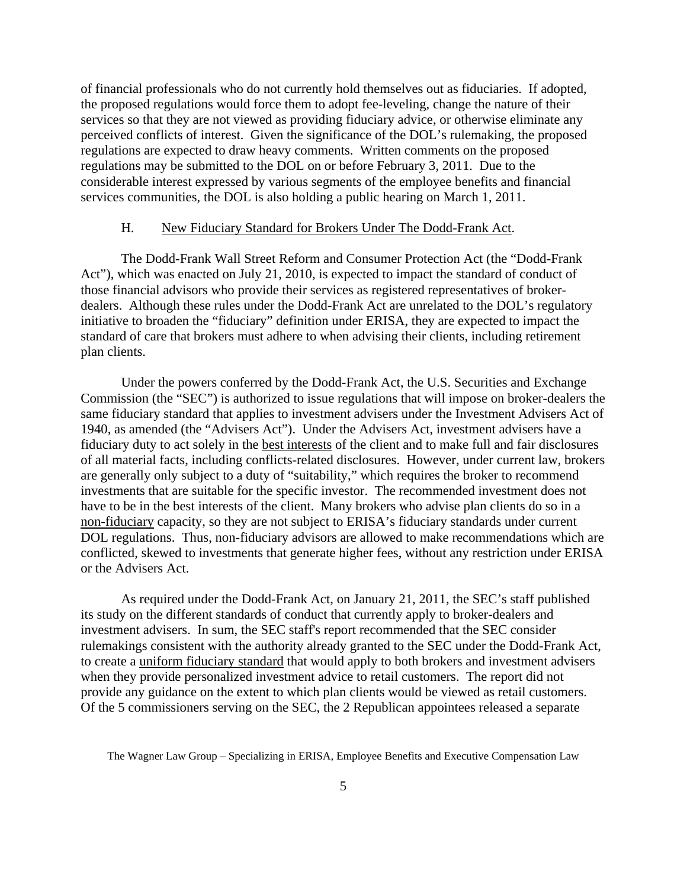of financial professionals who do not currently hold themselves out as fiduciaries. If adopted, the proposed regulations would force them to adopt fee-leveling, change the nature of their services so that they are not viewed as providing fiduciary advice, or otherwise eliminate any perceived conflicts of interest. Given the significance of the DOL's rulemaking, the proposed regulations are expected to draw heavy comments. Written comments on the proposed regulations may be submitted to the DOL on or before February 3, 2011. Due to the considerable interest expressed by various segments of the employee benefits and financial services communities, the DOL is also holding a public hearing on March 1, 2011.

### H. New Fiduciary Standard for Brokers Under The Dodd-Frank Act.

The Dodd-Frank Wall Street Reform and Consumer Protection Act (the "Dodd-Frank Act"), which was enacted on July 21, 2010, is expected to impact the standard of conduct of those financial advisors who provide their services as registered representatives of broker-dealers. Although these rules under the Dodd-Frank Act are unrelated to the DOL's regulatory initiative to broaden the "fiduciary" definition under ERISA, they are expected to impact the standard of care that brokers must adhere to when advising their clients, including retirement plan clients.

Under the powers conferred by the Dodd-Frank Act, the U.S. Securities and Exchange Commission (the "SEC") is authorized to issue regulations that will impose on broker-dealers the same fiduciary standard that applies to investment advisers under the Investment Advisers Act of 1940, as amended (the "Advisers Act"). Under the Advisers Act, investment advisers have a fiduciary duty to act solely in the best interests of the client and to make full and fair disclosures of all material facts, including conflicts-related disclosures. However, under current law, brokers are generally only subject to a duty of "suitability," which requires the broker to recommend investments that are suitable for the specific investor. The recommended investment does not have to be in the best interests of the client. Many brokers who advise plan clients do so in a non-fiduciary capacity, so they are not subject to ERISA's fiduciary standards under current DOL regulations. Thus, non-fiduciary advisors are allowed to make recommendations which are conflicted, skewed to investments that generate higher fees, without any restriction under ERISA or the Advisers Act.

As required under the Dodd-Frank Act, on January 21, 2011, the SEC's staff published its study on the different standards of conduct that currently apply to broker-dealers and investment advisers. In sum, the SEC staff's report recommended that the SEC consider rulemakings consistent with the authority already granted to the SEC under the Dodd-Frank Act, to create a uniform fiduciary standard that would apply to both brokers and investment advisers when they provide personalized investment advice to retail customers. The report did not provide any guidance on the extent to which plan clients would be viewed as retail customers. Of the 5 commissioners serving on the SEC, the 2 Republican appointees released a separate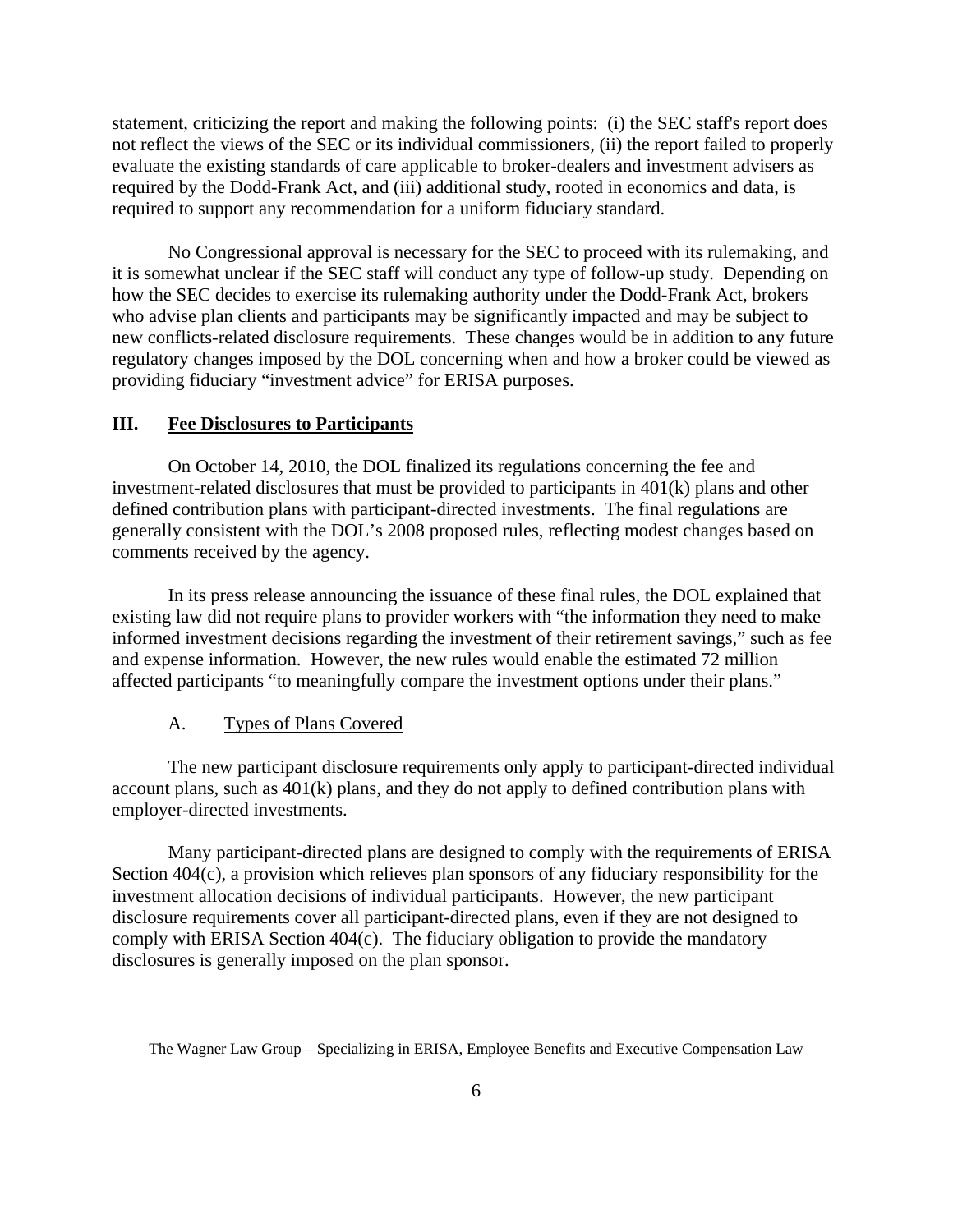statement, criticizing the report and making the following points: (i) the SEC staff's report does not reflect the views of the SEC or its individual commissioners, (ii) the report failed to properly evaluate the existing standards of care applicable to broker-dealers and investment advisers as required by the Dodd-Frank Act, and (iii) additional study, rooted in economics and data, is required to support any recommendation for a uniform fiduciary standard.

No Congressional approval is necessary for the SEC to proceed with its rulemaking, and it is somewhat unclear if the SEC staff will conduct any type of follow-up study. Depending on how the SEC decides to exercise its rulemaking authority under the Dodd-Frank Act, brokers who advise plan clients and participants may be significantly impacted and may be subject to new conflicts-related disclosure requirements. These changes would be in addition to any future regulatory changes imposed by the DOL concerning when and how a broker could be viewed as providing fiduciary "investment advice" for ERISA purposes.

## III. Fee Disclosures to Participants

On October 14, 2010, the DOL finalized its regulations concerning the fee and investment-related disclosures that must be provided to participants in 401(k) plans and other defined contribution plans with participant-directed investments. The final regulations are generally consistent with the DOL's 2008 proposed rules, reflecting modest changes based on comments received by the agency.

In its press release announcing the issuance of these final rules, the DOL explained that existing law did not require plans to provider workers with "the information they need to make informed investment decisions regarding the investment of their retirement savings," such as fee and expense information. However, the new rules would enable the estimated 72 million affected participants "to meaningfully compare the investment options under their plans."

### A. Types of Plans Covered

The new participant disclosure requirements only apply to participant-directed individual account plans, such as 401(k) plans, and they do not apply to defined contribution plans with employer-directed investments.

Many participant-directed plans are designed to comply with the requirements of ERISA Section 404(c), a provision which relieves plan sponsors of any fiduciary responsibility for the investment allocation decisions of individual participants. However, the new participant disclosure requirements cover all participant-directed plans, even if they are not designed to comply with ERISA Section 404(c). The fiduciary obligation to provide the mandatory disclosures is generally imposed on the plan sponsor.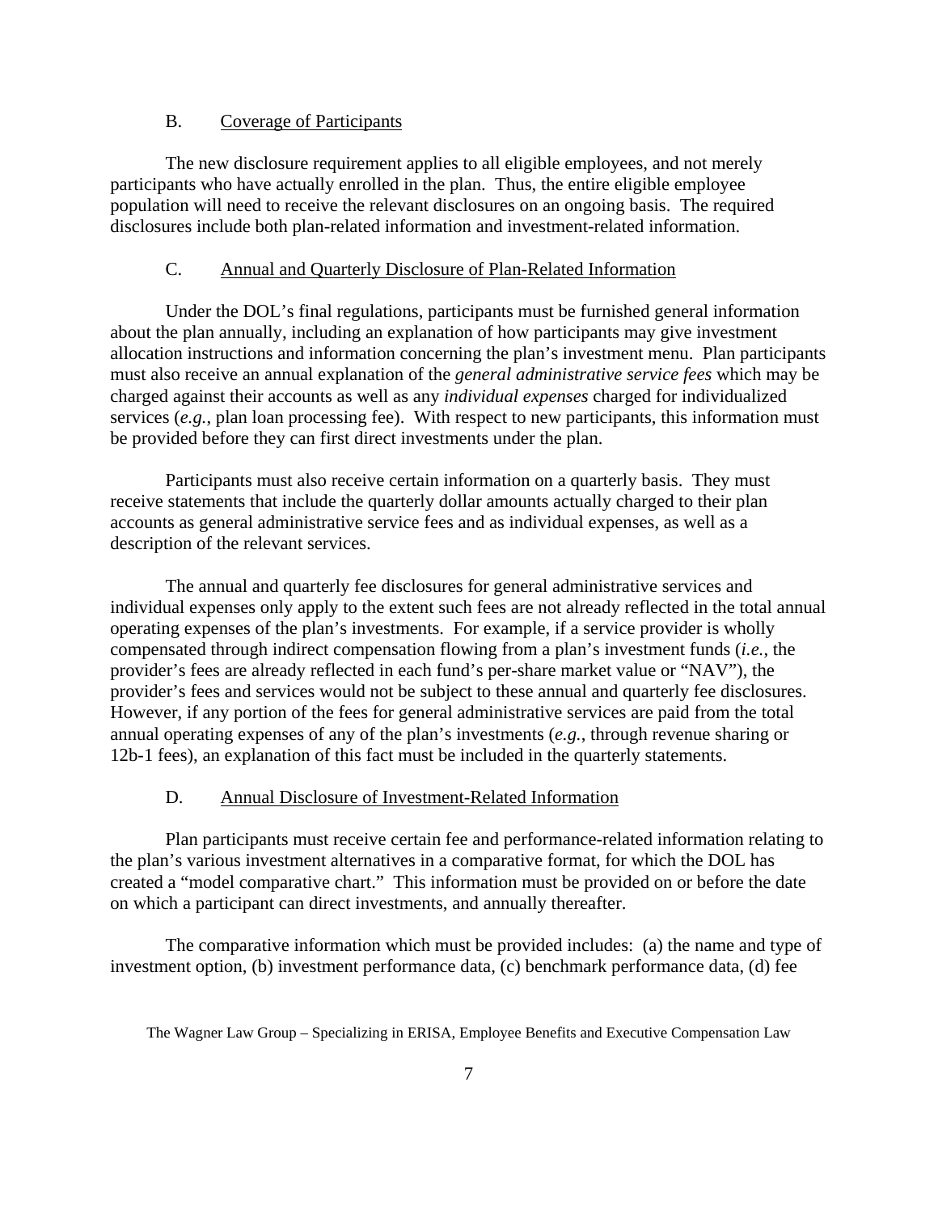### B. Coverage of Participants

The new disclosure requirement applies to all eligible employees, and not merely participants who have actually enrolled in the plan. Thus, the entire eligible employee population will need to receive the relevant disclosures on an ongoing basis. The required disclosures include both plan-related information and investment-related information.

### C. Annual and Quarterly Disclosure of Plan-Related Information

Under the DOL's final regulations, participants must be furnished general information about the plan annually, including an explanation of how participants may give investment allocation instructions and information concerning the plan's investment menu. Plan participants must also receive an annual explanation of the *general administrative service fees* which may be charged against their accounts as well as any *individual expenses* charged for individualized services (*e.g.*, plan loan processing fee). With respect to new participants, this information must be provided before they can first direct investments under the plan.

Participants must also receive certain information on a quarterly basis. They must receive statements that include the quarterly dollar amounts actually charged to their plan accounts as general administrative service fees and as individual expenses, as well as a description of the relevant services.

The annual and quarterly fee disclosures for general administrative services and individual expenses only apply to the extent such fees are not already reflected in the total annual operating expenses of the plan's investments. For example, if a service provider is wholly compensated through indirect compensation flowing from a plan's investment funds (*i.e.*, the provider's fees are already reflected in each fund's per-share market value or "NAV"), the provider's fees and services would not be subject to these annual and quarterly fee disclosures. However, if any portion of the fees for general administrative services are paid from the total annual operating expenses of any of the plan's investments (*e.g.*, through revenue sharing or 12b-1 fees), an explanation of this fact must be included in the quarterly statements.

### D. Annual Disclosure of Investment-Related Information

Plan participants must receive certain fee and performance-related information relating to the plan's various investment alternatives in a comparative format, for which the DOL has created a "model comparative chart." This information must be provided on or before the date on which a participant can direct investments, and annually thereafter.

The comparative information which must be provided includes: (a) the name and type of investment option, (b) investment performance data, (c) benchmark performance data, (d) fee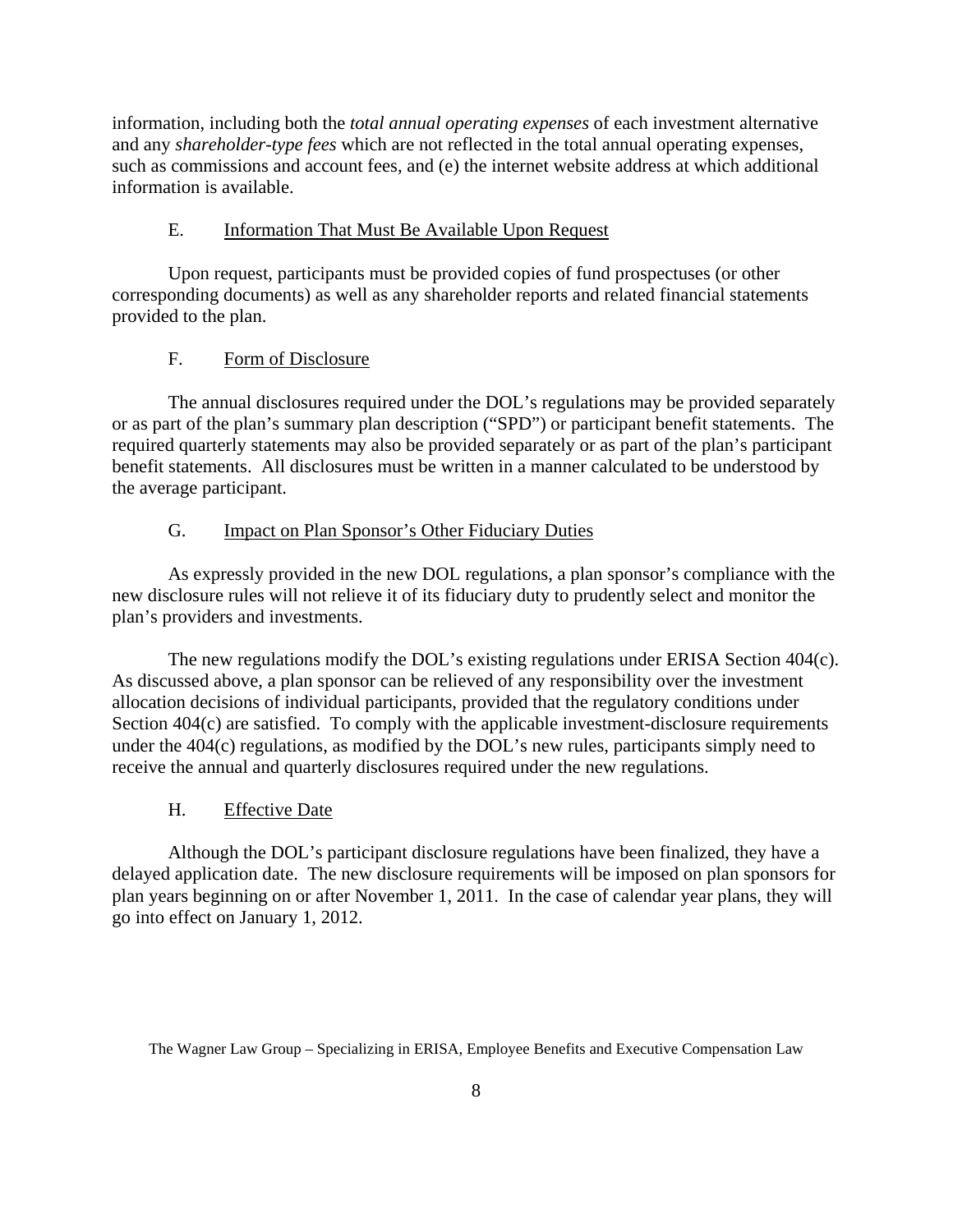information, including both the *total annual operating expenses* of each investment alternative and any *shareholder-type fees* which are not reflected in the total annual operating expenses, such as commissions and account fees, and (e) the internet website address at which additional information is available.

### E. Information That Must Be Available Upon Request

Upon request, participants must be provided copies of fund prospectuses (or other corresponding documents) as well as any shareholder reports and related financial statements provided to the plan.

### F. Form of Disclosure

The annual disclosures required under the DOL's regulations may be provided separately or as part of the plan's summary plan description ("SPD") or participant benefit statements. The required quarterly statements may also be provided separately or as part of the plan's participant benefit statements. All disclosures must be written in a manner calculated to be understood by the average participant.

### G. Impact on Plan Sponsor's Other Fiduciary Duties

As expressly provided in the new DOL regulations, a plan sponsor's compliance with the new disclosure rules will not relieve it of its fiduciary duty to prudently select and monitor the plan's providers and investments.

The new regulations modify the DOL's existing regulations under ERISA Section 404(c). As discussed above, a plan sponsor can be relieved of any responsibility over the investment allocation decisions of individual participants, provided that the regulatory conditions under Section 404(c) are satisfied. To comply with the applicable investment-disclosure requirements under the 404(c) regulations, as modified by the DOL's new rules, participants simply need to receive the annual and quarterly disclosures required under the new regulations.

### H. Effective Date

Although the DOL's participant disclosure regulations have been finalized, they have a delayed application date. The new disclosure requirements will be imposed on plan sponsors for plan years beginning on or after November 1, 2011. In the case of calendar year plans, they will go into effect on January 1, 2012.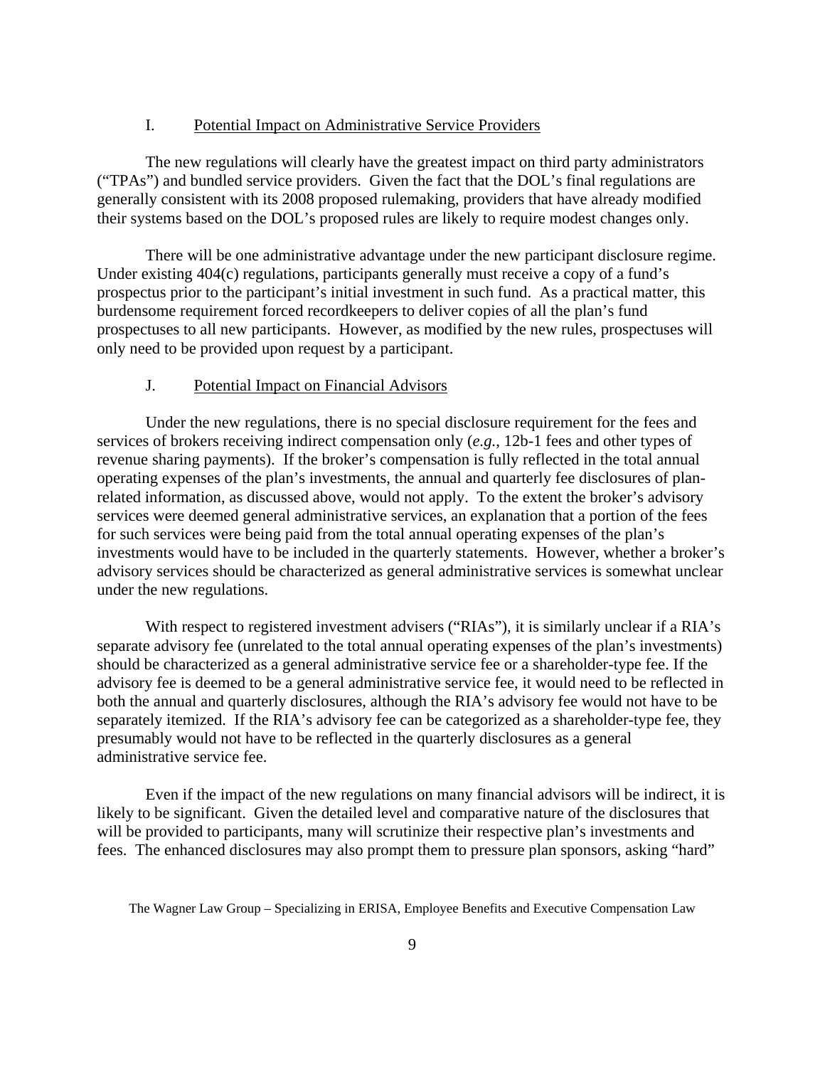### I. Potential Impact on Administrative Service Providers

The new regulations will clearly have the greatest impact on third party administrators ("TPAs") and bundled service providers. Given the fact that the DOL's final regulations are generally consistent with its 2008 proposed rulemaking, providers that have already modified their systems based on the DOL's proposed rules are likely to require modest changes only.

There will be one administrative advantage under the new participant disclosure regime. Under existing 404(c) regulations, participants generally must receive a copy of a fund's prospectus prior to the participant's initial investment in such fund. As a practical matter, this burdensome requirement forced recordkeepers to deliver copies of all the plan's fund prospectuses to all new participants. However, as modified by the new rules, prospectuses will only need to be provided upon request by a participant.

### J. Potential Impact on Financial Advisors

Under the new regulations, there is no special disclosure requirement for the fees and services of brokers receiving indirect compensation only (*e.g.*, 12b-1 fees and other types of revenue sharing payments). If the broker's compensation is fully reflected in the total annual operating expenses of the plan's investments, the annual and quarterly fee disclosures of plan-related information, as discussed above, would not apply. To the extent the broker's advisory services were deemed general administrative services, an explanation that a portion of the fees for such services were being paid from the total annual operating expenses of the plan's investments would have to be included in the quarterly statements. However, whether a broker's advisory services should be characterized as general administrative services is somewhat unclear under the new regulations.

With respect to registered investment advisers ("RIAs"), it is similarly unclear if a RIA's separate advisory fee (unrelated to the total annual operating expenses of the plan's investments) should be characterized as a general administrative service fee or a shareholder-type fee. If the advisory fee is deemed to be a general administrative service fee, it would need to be reflected in both the annual and quarterly disclosures, although the RIA's advisory fee would not have to be separately itemized. If the RIA's advisory fee can be categorized as a shareholder-type fee, they presumably would not have to be reflected in the quarterly disclosures as a general administrative service fee.

Even if the impact of the new regulations on many financial advisors will be indirect, it is likely to be significant. Given the detailed level and comparative nature of the disclosures that will be provided to participants, many will scrutinize their respective plan's investments and fees. The enhanced disclosures may also prompt them to pressure plan sponsors, asking "hard"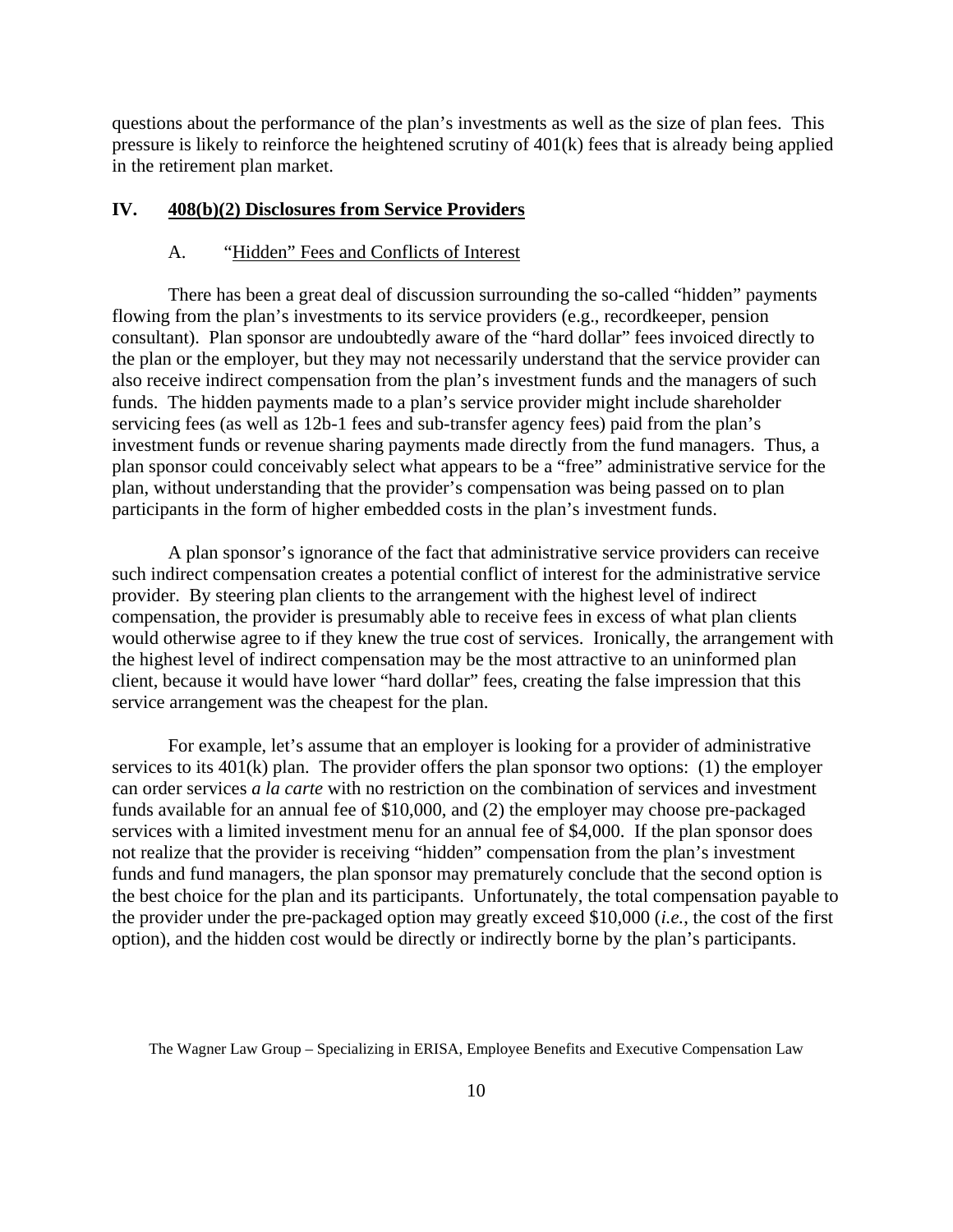questions about the performance of the plan's investments as well as the size of plan fees. This pressure is likely to reinforce the heightened scrutiny of 401(k) fees that is already being applied in the retirement plan market.

## IV. 408(b)(2) Disclosures from Service Providers

### A. "Hidden" Fees and Conflicts of Interest

There has been a great deal of discussion surrounding the so-called "hidden" payments flowing from the plan's investments to its service providers (e.g., recordkeeper, pension consultant). Plan sponsor are undoubtedly aware of the "hard dollar" fees invoiced directly to the plan or the employer, but they may not necessarily understand that the service provider can also receive indirect compensation from the plan's investment funds and the managers of such funds. The hidden payments made to a plan's service provider might include shareholder servicing fees (as well as 12b-1 fees and sub-transfer agency fees) paid from the plan's investment funds or revenue sharing payments made directly from the fund managers. Thus, a plan sponsor could conceivably select what appears to be a "free" administrative service for the plan, without understanding that the provider's compensation was being passed on to plan participants in the form of higher embedded costs in the plan's investment funds.

A plan sponsor's ignorance of the fact that administrative service providers can receive such indirect compensation creates a potential conflict of interest for the administrative service provider. By steering plan clients to the arrangement with the highest level of indirect compensation, the provider is presumably able to receive fees in excess of what plan clients would otherwise agree to if they knew the true cost of services. Ironically, the arrangement with the highest level of indirect compensation may be the most attractive to an uninformed plan client, because it would have lower "hard dollar" fees, creating the false impression that this service arrangement was the cheapest for the plan.

For example, let's assume that an employer is looking for a provider of administrative services to its 401(k) plan. The provider offers the plan sponsor two options: (1) the employer can order services *a la carte* with no restriction on the combination of services and investment funds available for an annual fee of $10,000, and (2) the employer may choose pre-packaged services with a limited investment menu for an annual fee of $4,000. If the plan sponsor does not realize that the provider is receiving "hidden" compensation from the plan's investment funds and fund managers, the plan sponsor may prematurely conclude that the second option is the best choice for the plan and its participants. Unfortunately, the total compensation payable to the provider under the pre-packaged option may greatly exceed $10,000 (*i.e.*, the cost of the first option), and the hidden cost would be directly or indirectly borne by the plan's participants.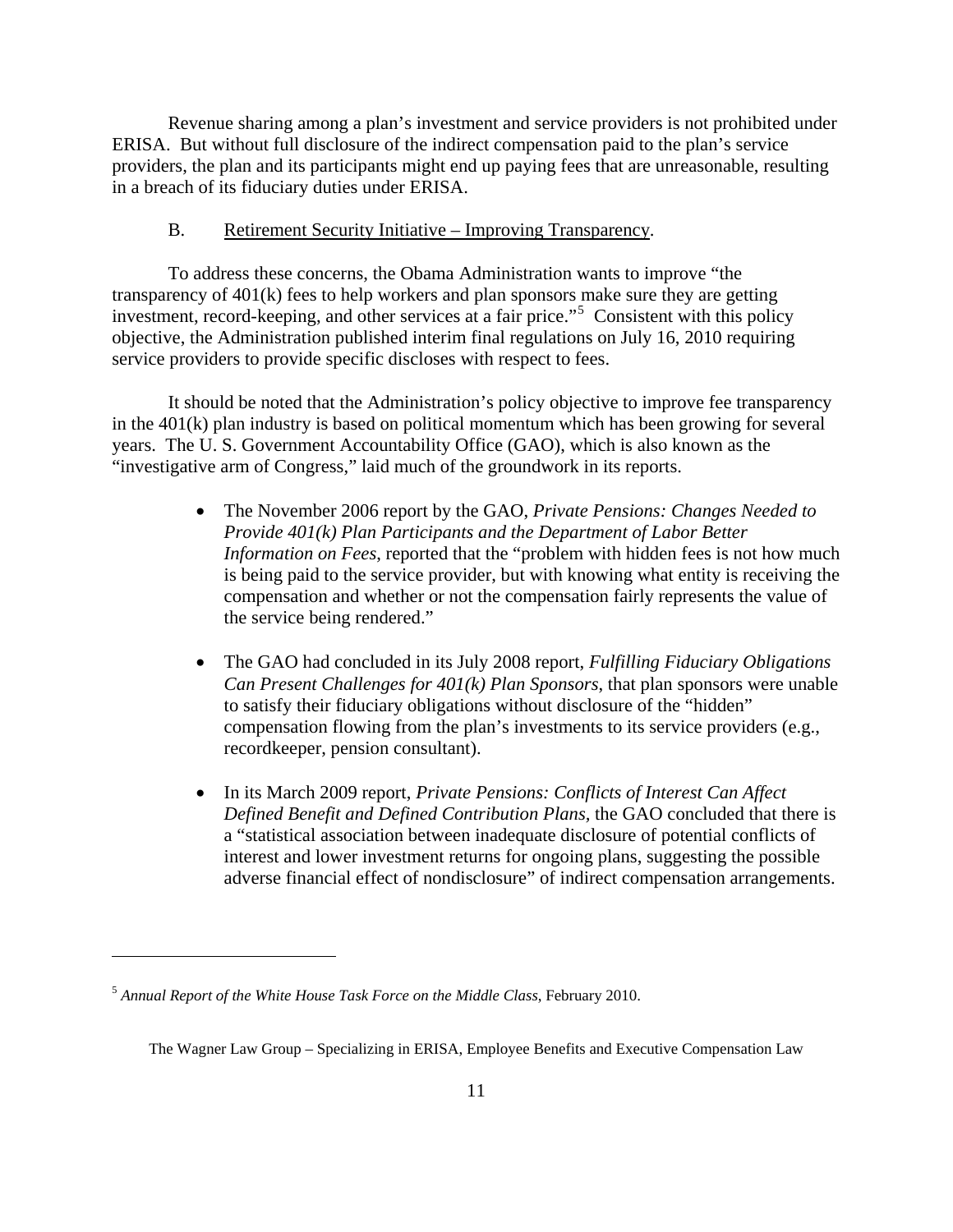Revenue sharing among a plan's investment and service providers is not prohibited under ERISA. But without full disclosure of the indirect compensation paid to the plan's service providers, the plan and its participants might end up paying fees that are unreasonable, resulting in a breach of its fiduciary duties under ERISA.

### B. Retirement Security Initiative – Improving Transparency.

To address these concerns, the Obama Administration wants to improve "the transparency of 401(k) fees to help workers and plan sponsors make sure they are getting investment, record-keeping, and other services at a fair price."[5] Consistent with this policy objective, the Administration published interim final regulations on July 16, 2010 requiring service providers to provide specific discloses with respect to fees.

It should be noted that the Administration's policy objective to improve fee transparency in the 401(k) plan industry is based on political momentum which has been growing for several years. The U. S. Government Accountability Office (GAO), which is also known as the "investigative arm of Congress," laid much of the groundwork in its reports.

- The November 2006 report by the GAO, *Private Pensions: Changes Needed to Provide 401(k) Plan Participants and the Department of Labor Better Information on Fees*, reported that the "problem with hidden fees is not how much is being paid to the service provider, but with knowing what entity is receiving the compensation and whether or not the compensation fairly represents the value of the service being rendered."

- The GAO had concluded in its July 2008 report, *Fulfilling Fiduciary Obligations Can Present Challenges for 401(k) Plan Sponsors*, that plan sponsors were unable to satisfy their fiduciary obligations without disclosure of the "hidden" compensation flowing from the plan's investments to its service providers (e.g., recordkeeper, pension consultant).

- In its March 2009 report, *Private Pensions: Conflicts of Interest Can Affect Defined Benefit and Defined Contribution Plans*, the GAO concluded that there is a "statistical association between inadequate disclosure of potential conflicts of interest and lower investment returns for ongoing plans, suggesting the possible adverse financial effect of nondisclosure" of indirect compensation arrangements.

---

[5] *Annual Report of the White House Task Force on the Middle Class*, February 2010.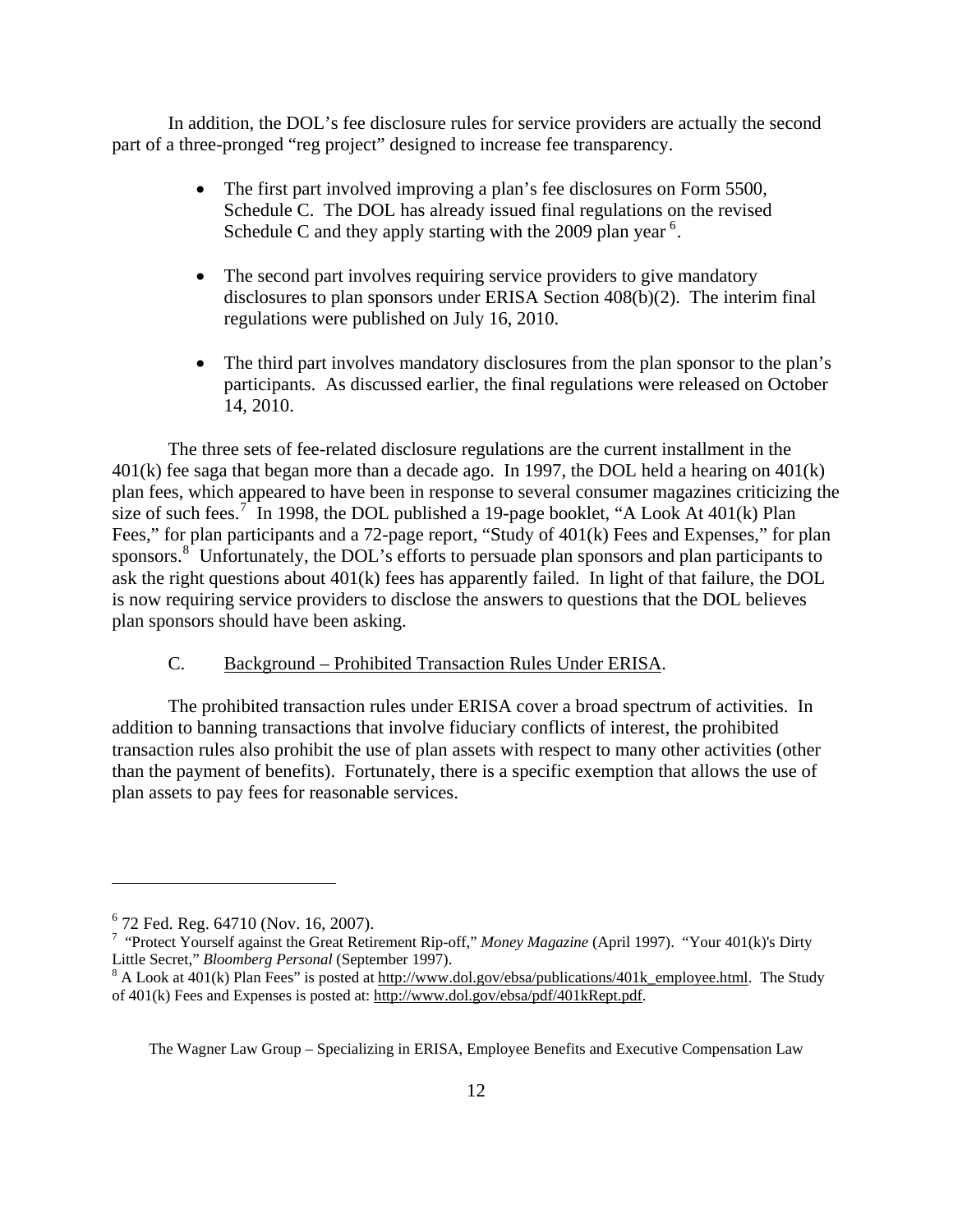In addition, the DOL's fee disclosure rules for service providers are actually the second part of a three-pronged "reg project" designed to increase fee transparency.

- The first part involved improving a plan's fee disclosures on Form 5500, Schedule C. The DOL has already issued final regulations on the revised Schedule C and they apply starting with the 2009 plan year [6].

- The second part involves requiring service providers to give mandatory disclosures to plan sponsors under ERISA Section 408(b)(2). The interim final regulations were published on July 16, 2010.

- The third part involves mandatory disclosures from the plan sponsor to the plan's participants. As discussed earlier, the final regulations were released on October 14, 2010.

The three sets of fee-related disclosure regulations are the current installment in the 401(k) fee saga that began more than a decade ago. In 1997, the DOL held a hearing on 401(k) plan fees, which appeared to have been in response to several consumer magazines criticizing the size of such fees.[7] In 1998, the DOL published a 19-page booklet, "A Look At 401(k) Plan Fees," for plan participants and a 72-page report, "Study of 401(k) Fees and Expenses," for plan sponsors.[8] Unfortunately, the DOL's efforts to persuade plan sponsors and plan participants to ask the right questions about 401(k) fees has apparently failed. In light of that failure, the DOL is now requiring service providers to disclose the answers to questions that the DOL believes plan sponsors should have been asking.

C. Background – Prohibited Transaction Rules Under ERISA.

The prohibited transaction rules under ERISA cover a broad spectrum of activities. In addition to banning transactions that involve fiduciary conflicts of interest, the prohibited transaction rules also prohibit the use of plan assets with respect to many other activities (other than the payment of benefits). Fortunately, there is a specific exemption that allows the use of plan assets to pay fees for reasonable services.

---

[6] 72 Fed. Reg. 64710 (Nov. 16, 2007).

[7] "Protect Yourself against the Great Retirement Rip-off," *Money Magazine* (April 1997). "Your 401(k)'s Dirty Little Secret," *Bloomberg Personal* (September 1997).

[8] A Look at 401(k) Plan Fees" is posted at http://www.dol.gov/ebsa/publications/401k_employee.html. The Study of 401(k) Fees and Expenses is posted at: http://www.dol.gov/ebsa/pdf/401kRept.pdf.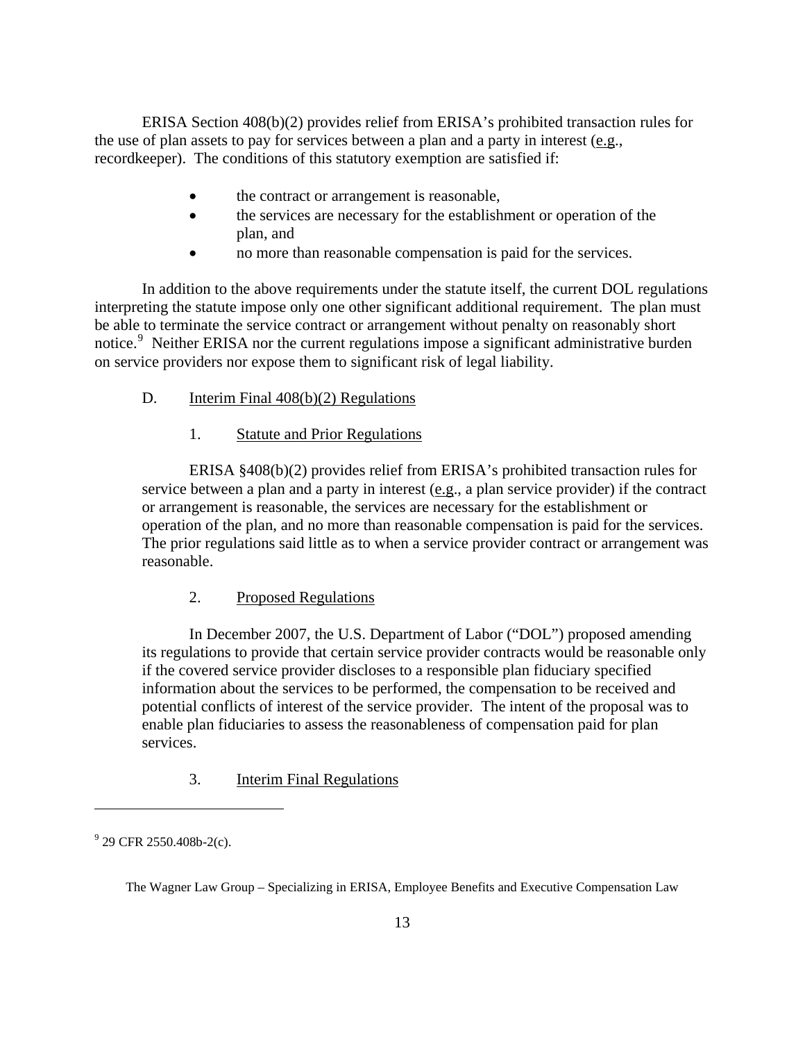ERISA Section 408(b)(2) provides relief from ERISA's prohibited transaction rules for the use of plan assets to pay for services between a plan and a party in interest (e.g., recordkeeper). The conditions of this statutory exemption are satisfied if:

- the contract or arrangement is reasonable,
- the services are necessary for the establishment or operation of the plan, and
- no more than reasonable compensation is paid for the services.

In addition to the above requirements under the statute itself, the current DOL regulations interpreting the statute impose only one other significant additional requirement. The plan must be able to terminate the service contract or arrangement without penalty on reasonably short notice.[9] Neither ERISA nor the current regulations impose a significant administrative burden on service providers nor expose them to significant risk of legal liability.

D. Interim Final 408(b)(2) Regulations

1. Statute and Prior Regulations

ERISA §408(b)(2) provides relief from ERISA's prohibited transaction rules for service between a plan and a party in interest (e.g., a plan service provider) if the contract or arrangement is reasonable, the services are necessary for the establishment or operation of the plan, and no more than reasonable compensation is paid for the services. The prior regulations said little as to when a service provider contract or arrangement was reasonable.

2. Proposed Regulations

In December 2007, the U.S. Department of Labor ("DOL") proposed amending its regulations to provide that certain service provider contracts would be reasonable only if the covered service provider discloses to a responsible plan fiduciary specified information about the services to be performed, the compensation to be received and potential conflicts of interest of the service provider. The intent of the proposal was to enable plan fiduciaries to assess the reasonableness of compensation paid for plan services.

3. Interim Final Regulations

---

[9] 29 CFR 2550.408b-2(c).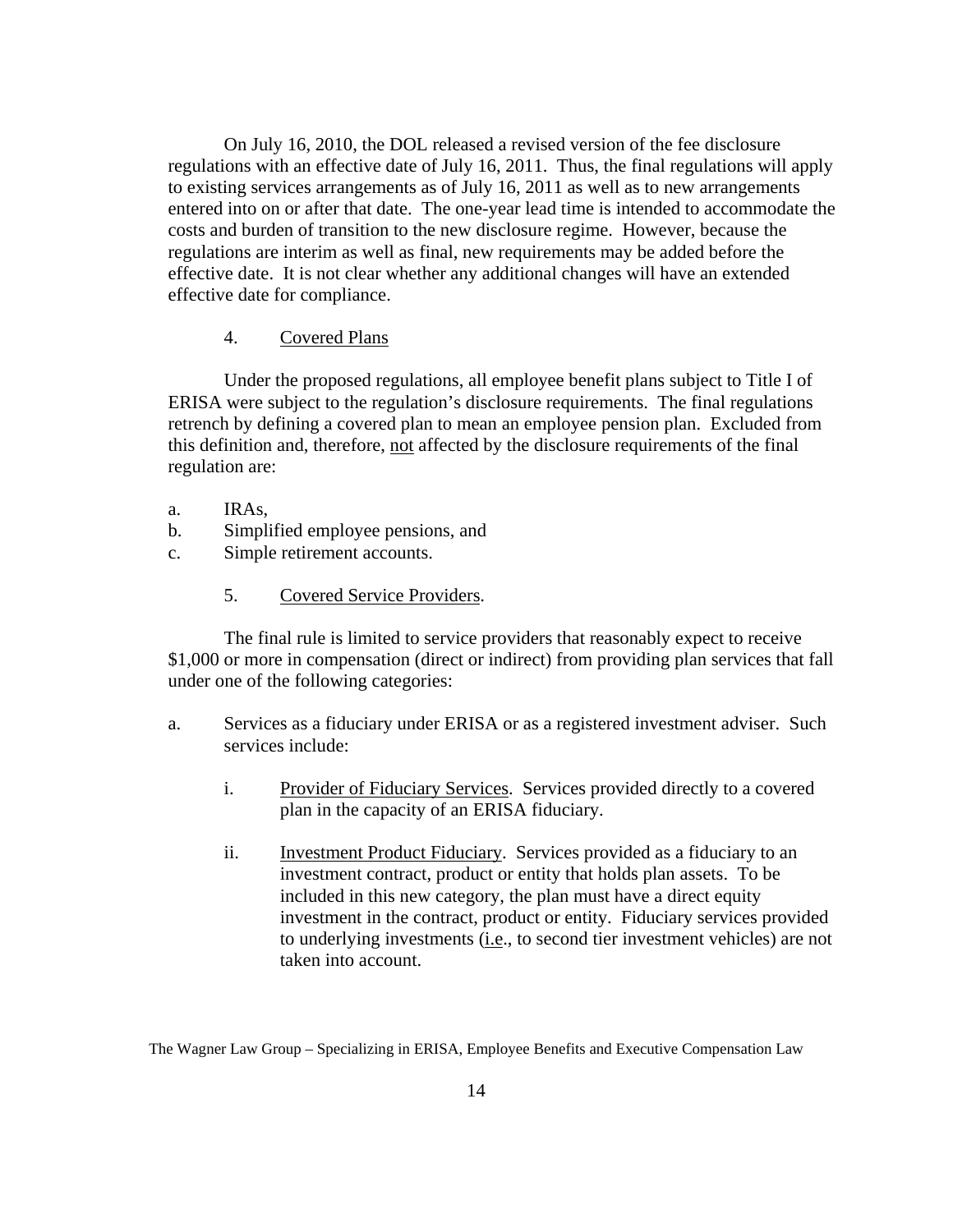On July 16, 2010, the DOL released a revised version of the fee disclosure regulations with an effective date of July 16, 2011. Thus, the final regulations will apply to existing services arrangements as of July 16, 2011 as well as to new arrangements entered into on or after that date. The one-year lead time is intended to accommodate the costs and burden of transition to the new disclosure regime. However, because the regulations are interim as well as final, new requirements may be added before the effective date. It is not clear whether any additional changes will have an extended effective date for compliance.

4. <u>Covered Plans</u>

Under the proposed regulations, all employee benefit plans subject to Title I of ERISA were subject to the regulation's disclosure requirements. The final regulations retrench by defining a covered plan to mean an employee pension plan. Excluded from this definition and, therefore, <u>not</u> affected by the disclosure requirements of the final regulation are:

a. IRAs,
b. Simplified employee pensions, and
c. Simple retirement accounts.

5. <u>Covered Service Providers</u>.

The final rule is limited to service providers that reasonably expect to receive $1,000 or more in compensation (direct or indirect) from providing plan services that fall under one of the following categories:

a. Services as a fiduciary under ERISA or as a registered investment adviser. Such services include:

   i. <u>Provider of Fiduciary Services</u>. Services provided directly to a covered plan in the capacity of an ERISA fiduciary.

   ii. <u>Investment Product Fiduciary</u>. Services provided as a fiduciary to an investment contract, product or entity that holds plan assets. To be included in this new category, the plan must have a direct equity investment in the contract, product or entity. Fiduciary services provided to underlying investments (<u>i.e</u>., to second tier investment vehicles) are not taken into account.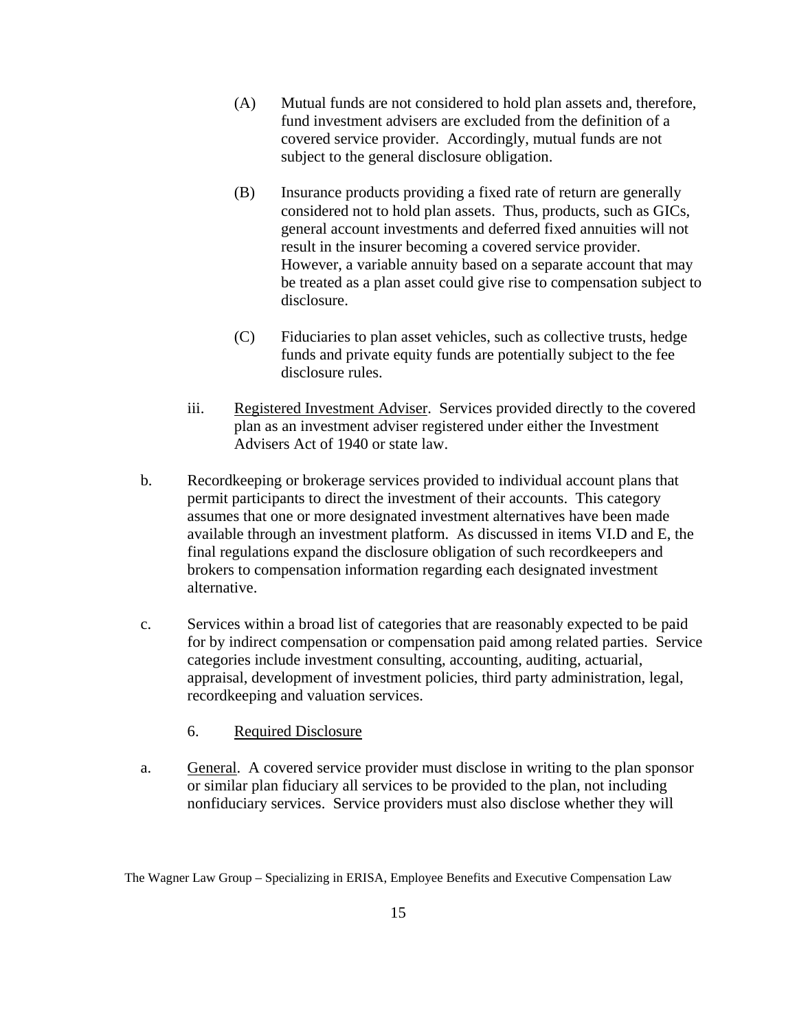(A) Mutual funds are not considered to hold plan assets and, therefore, fund investment advisers are excluded from the definition of a covered service provider. Accordingly, mutual funds are not subject to the general disclosure obligation.

(B) Insurance products providing a fixed rate of return are generally considered not to hold plan assets. Thus, products, such as GICs, general account investments and deferred fixed annuities will not result in the insurer becoming a covered service provider. However, a variable annuity based on a separate account that may be treated as a plan asset could give rise to compensation subject to disclosure.

(C) Fiduciaries to plan asset vehicles, such as collective trusts, hedge funds and private equity funds are potentially subject to the fee disclosure rules.

iii. Registered Investment Adviser. Services provided directly to the covered plan as an investment adviser registered under either the Investment Advisers Act of 1940 or state law.

b. Recordkeeping or brokerage services provided to individual account plans that permit participants to direct the investment of their accounts. This category assumes that one or more designated investment alternatives have been made available through an investment platform. As discussed in items VI.D and E, the final regulations expand the disclosure obligation of such recordkeepers and brokers to compensation information regarding each designated investment alternative.

c. Services within a broad list of categories that are reasonably expected to be paid for by indirect compensation or compensation paid among related parties. Service categories include investment consulting, accounting, auditing, actuarial, appraisal, development of investment policies, third party administration, legal, recordkeeping and valuation services.

6. Required Disclosure

a. General. A covered service provider must disclose in writing to the plan sponsor or similar plan fiduciary all services to be provided to the plan, not including nonfiduciary services. Service providers must also disclose whether they will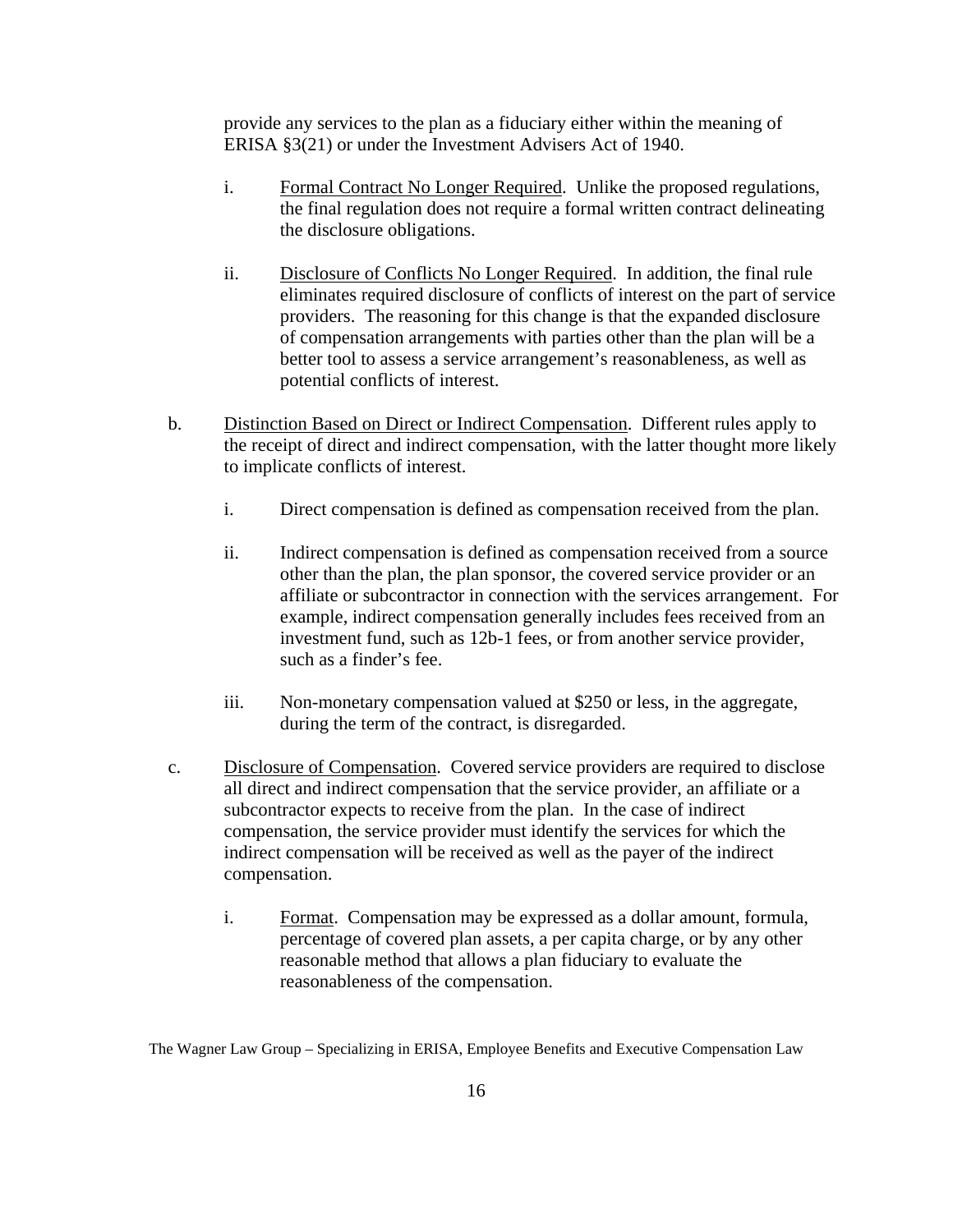provide any services to the plan as a fiduciary either within the meaning of ERISA §3(21) or under the Investment Advisers Act of 1940.

   i. Formal Contract No Longer Required. Unlike the proposed regulations, the final regulation does not require a formal written contract delineating the disclosure obligations.

   ii. Disclosure of Conflicts No Longer Required. In addition, the final rule eliminates required disclosure of conflicts of interest on the part of service providers. The reasoning for this change is that the expanded disclosure of compensation arrangements with parties other than the plan will be a better tool to assess a service arrangement's reasonableness, as well as potential conflicts of interest.

b. Distinction Based on Direct or Indirect Compensation. Different rules apply to the receipt of direct and indirect compensation, with the latter thought more likely to implicate conflicts of interest.

   i. Direct compensation is defined as compensation received from the plan.

   ii. Indirect compensation is defined as compensation received from a source other than the plan, the plan sponsor, the covered service provider or an affiliate or subcontractor in connection with the services arrangement. For example, indirect compensation generally includes fees received from an investment fund, such as 12b-1 fees, or from another service provider, such as a finder's fee.

   iii. Non-monetary compensation valued at $250 or less, in the aggregate, during the term of the contract, is disregarded.

c. Disclosure of Compensation. Covered service providers are required to disclose all direct and indirect compensation that the service provider, an affiliate or a subcontractor expects to receive from the plan. In the case of indirect compensation, the service provider must identify the services for which the indirect compensation will be received as well as the payer of the indirect compensation.

   i. Format. Compensation may be expressed as a dollar amount, formula, percentage of covered plan assets, a per capita charge, or by any other reasonable method that allows a plan fiduciary to evaluate the reasonableness of the compensation.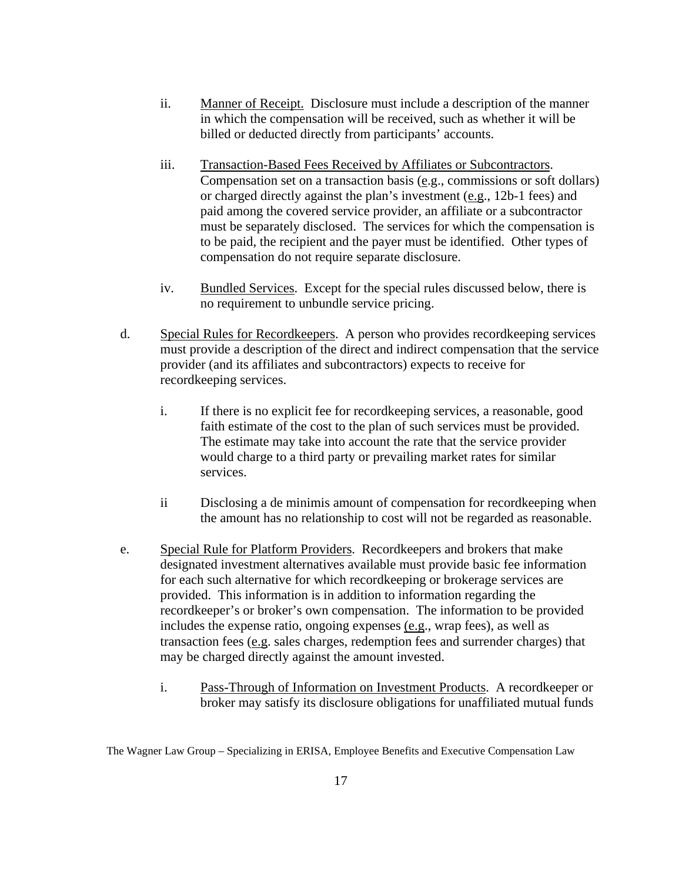ii. Manner of Receipt. Disclosure must include a description of the manner in which the compensation will be received, such as whether it will be billed or deducted directly from participants' accounts.

iii. Transaction-Based Fees Received by Affiliates or Subcontractors. Compensation set on a transaction basis (e.g., commissions or soft dollars) or charged directly against the plan's investment (e.g., 12b-1 fees) and paid among the covered service provider, an affiliate or a subcontractor must be separately disclosed. The services for which the compensation is to be paid, the recipient and the payer must be identified. Other types of compensation do not require separate disclosure.

iv. Bundled Services. Except for the special rules discussed below, there is no requirement to unbundle service pricing.

d. Special Rules for Recordkeepers. A person who provides recordkeeping services must provide a description of the direct and indirect compensation that the service provider (and its affiliates and subcontractors) expects to receive for recordkeeping services.

i. If there is no explicit fee for recordkeeping services, a reasonable, good faith estimate of the cost to the plan of such services must be provided. The estimate may take into account the rate that the service provider would charge to a third party or prevailing market rates for similar services.

ii Disclosing a de minimis amount of compensation for recordkeeping when the amount has no relationship to cost will not be regarded as reasonable.

e. Special Rule for Platform Providers. Recordkeepers and brokers that make designated investment alternatives available must provide basic fee information for each such alternative for which recordkeeping or brokerage services are provided. This information is in addition to information regarding the recordkeeper's or broker's own compensation. The information to be provided includes the expense ratio, ongoing expenses (e.g., wrap fees), as well as transaction fees (e.g. sales charges, redemption fees and surrender charges) that may be charged directly against the amount invested.

i. Pass-Through of Information on Investment Products. A recordkeeper or broker may satisfy its disclosure obligations for unaffiliated mutual funds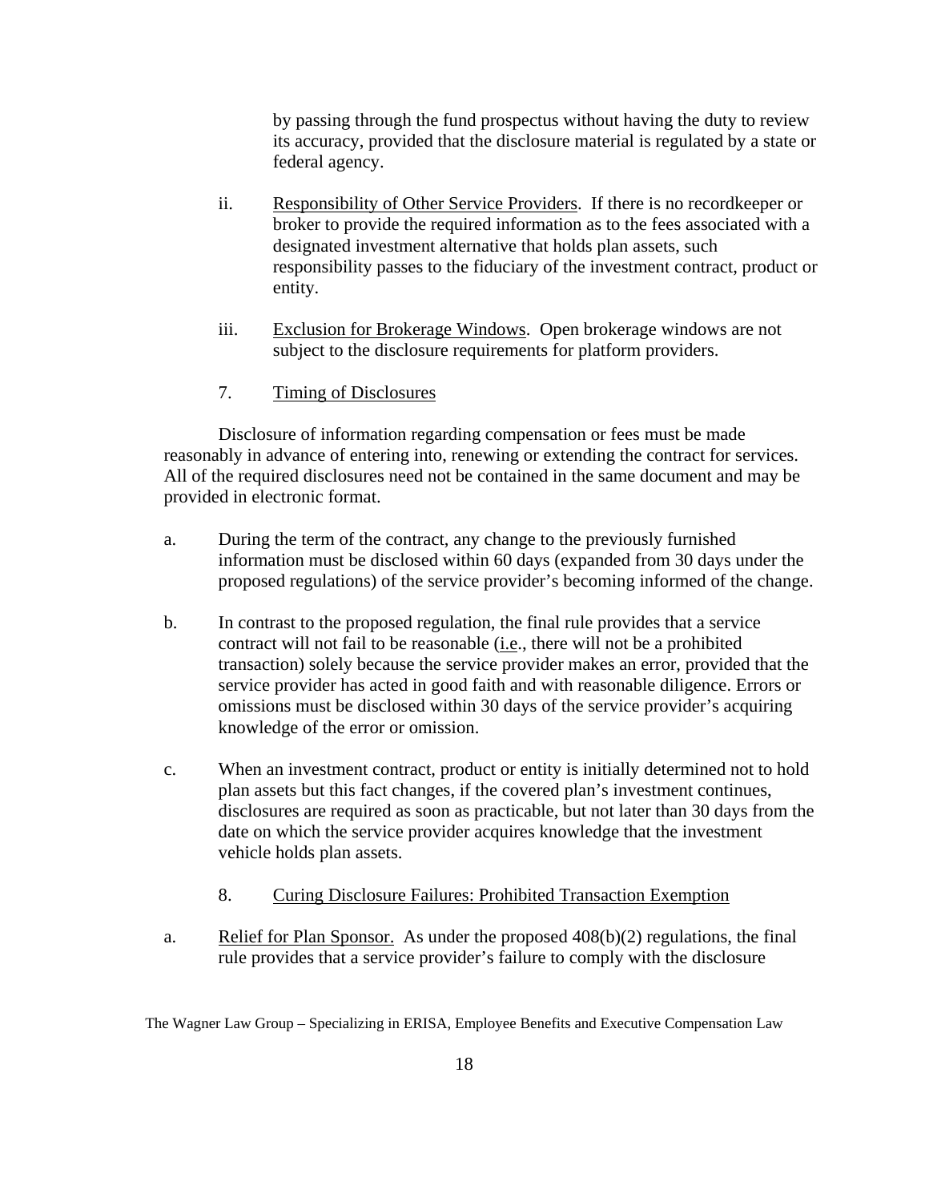by passing through the fund prospectus without having the duty to review its accuracy, provided that the disclosure material is regulated by a state or federal agency.

ii. Responsibility of Other Service Providers. If there is no recordkeeper or broker to provide the required information as to the fees associated with a designated investment alternative that holds plan assets, such responsibility passes to the fiduciary of the investment contract, product or entity.

iii. Exclusion for Brokerage Windows. Open brokerage windows are not subject to the disclosure requirements for platform providers.

7. Timing of Disclosures

Disclosure of information regarding compensation or fees must be made reasonably in advance of entering into, renewing or extending the contract for services. All of the required disclosures need not be contained in the same document and may be provided in electronic format.

a. During the term of the contract, any change to the previously furnished information must be disclosed within 60 days (expanded from 30 days under the proposed regulations) of the service provider's becoming informed of the change.

b. In contrast to the proposed regulation, the final rule provides that a service contract will not fail to be reasonable (i.e., there will not be a prohibited transaction) solely because the service provider makes an error, provided that the service provider has acted in good faith and with reasonable diligence. Errors or omissions must be disclosed within 30 days of the service provider's acquiring knowledge of the error or omission.

c. When an investment contract, product or entity is initially determined not to hold plan assets but this fact changes, if the covered plan's investment continues, disclosures are required as soon as practicable, but not later than 30 days from the date on which the service provider acquires knowledge that the investment vehicle holds plan assets.

8. Curing Disclosure Failures: Prohibited Transaction Exemption

a. Relief for Plan Sponsor. As under the proposed 408(b)(2) regulations, the final rule provides that a service provider's failure to comply with the disclosure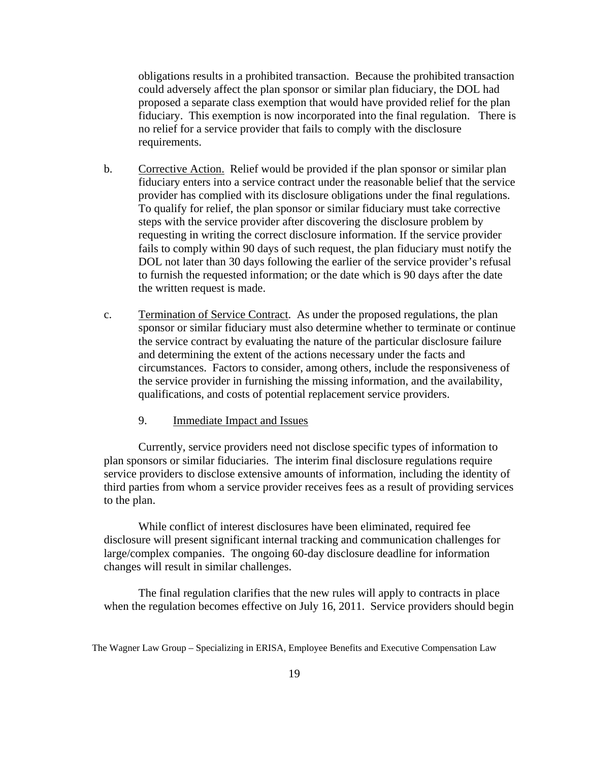obligations results in a prohibited transaction. Because the prohibited transaction could adversely affect the plan sponsor or similar plan fiduciary, the DOL had proposed a separate class exemption that would have provided relief for the plan fiduciary. This exemption is now incorporated into the final regulation. There is no relief for a service provider that fails to comply with the disclosure requirements.

b. Corrective Action. Relief would be provided if the plan sponsor or similar plan fiduciary enters into a service contract under the reasonable belief that the service provider has complied with its disclosure obligations under the final regulations. To qualify for relief, the plan sponsor or similar fiduciary must take corrective steps with the service provider after discovering the disclosure problem by requesting in writing the correct disclosure information. If the service provider fails to comply within 90 days of such request, the plan fiduciary must notify the DOL not later than 30 days following the earlier of the service provider's refusal to furnish the requested information; or the date which is 90 days after the date the written request is made.

c. Termination of Service Contract. As under the proposed regulations, the plan sponsor or similar fiduciary must also determine whether to terminate or continue the service contract by evaluating the nature of the particular disclosure failure and determining the extent of the actions necessary under the facts and circumstances. Factors to consider, among others, include the responsiveness of the service provider in furnishing the missing information, and the availability, qualifications, and costs of potential replacement service providers.

9. Immediate Impact and Issues

Currently, service providers need not disclose specific types of information to plan sponsors or similar fiduciaries. The interim final disclosure regulations require service providers to disclose extensive amounts of information, including the identity of third parties from whom a service provider receives fees as a result of providing services to the plan.

While conflict of interest disclosures have been eliminated, required fee disclosure will present significant internal tracking and communication challenges for large/complex companies. The ongoing 60-day disclosure deadline for information changes will result in similar challenges.

The final regulation clarifies that the new rules will apply to contracts in place when the regulation becomes effective on July 16, 2011. Service providers should begin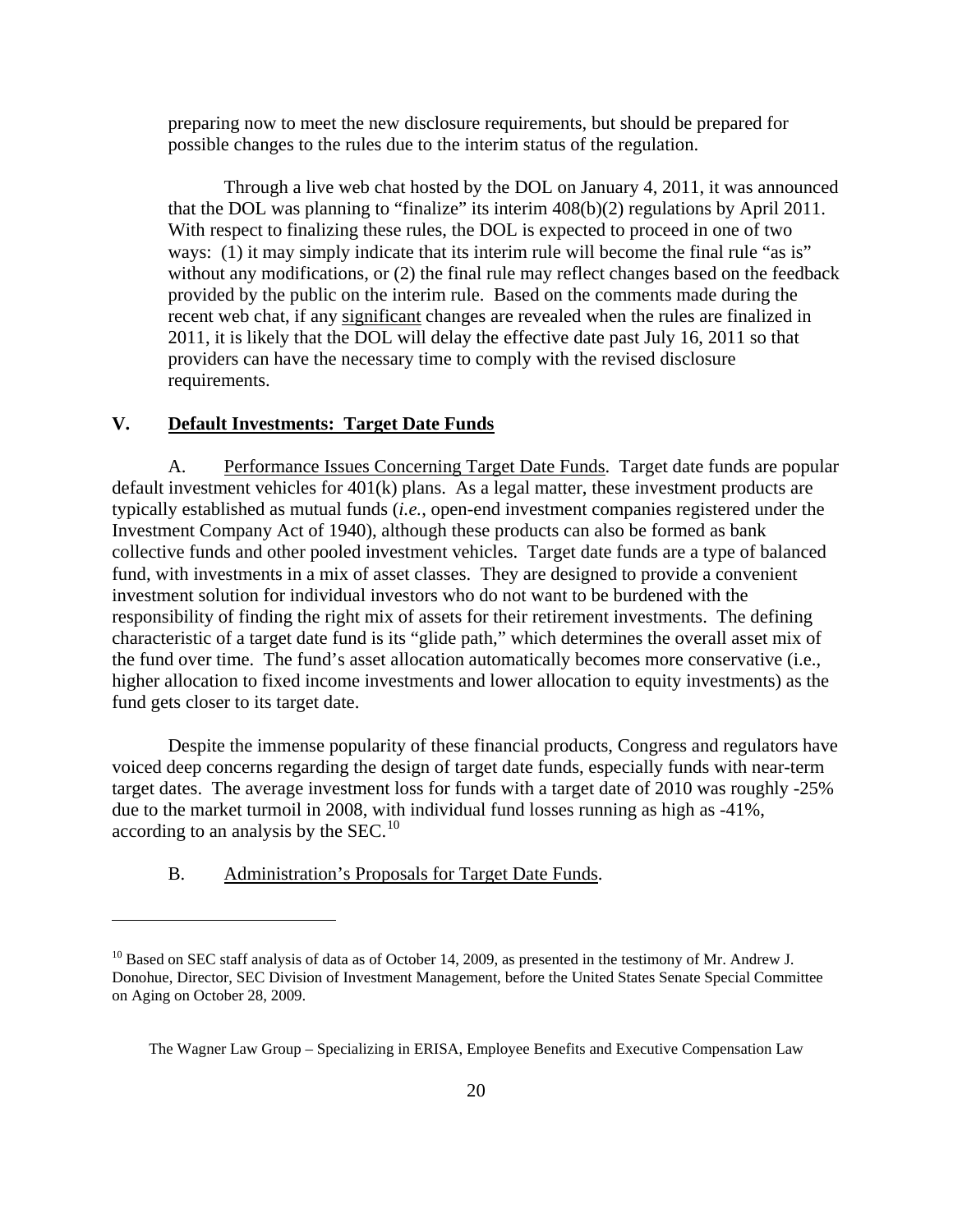preparing now to meet the new disclosure requirements, but should be prepared for possible changes to the rules due to the interim status of the regulation.

Through a live web chat hosted by the DOL on January 4, 2011, it was announced that the DOL was planning to "finalize" its interim 408(b)(2) regulations by April 2011. With respect to finalizing these rules, the DOL is expected to proceed in one of two ways: (1) it may simply indicate that its interim rule will become the final rule "as is" without any modifications, or (2) the final rule may reflect changes based on the feedback provided by the public on the interim rule. Based on the comments made during the recent web chat, if any <u>significant</u> changes are revealed when the rules are finalized in 2011, it is likely that the DOL will delay the effective date past July 16, 2011 so that providers can have the necessary time to comply with the revised disclosure requirements.

## V. <u>Default Investments: Target Date Funds</u>

A. <u>Performance Issues Concerning Target Date Funds</u>. Target date funds are popular default investment vehicles for 401(k) plans. As a legal matter, these investment products are typically established as mutual funds (*i.e.*, open-end investment companies registered under the Investment Company Act of 1940), although these products can also be formed as bank collective funds and other pooled investment vehicles. Target date funds are a type of balanced fund, with investments in a mix of asset classes. They are designed to provide a convenient investment solution for individual investors who do not want to be burdened with the responsibility of finding the right mix of assets for their retirement investments. The defining characteristic of a target date fund is its "glide path," which determines the overall asset mix of the fund over time. The fund's asset allocation automatically becomes more conservative (i.e., higher allocation to fixed income investments and lower allocation to equity investments) as the fund gets closer to its target date.

Despite the immense popularity of these financial products, Congress and regulators have voiced deep concerns regarding the design of target date funds, especially funds with near-term target dates. The average investment loss for funds with a target date of 2010 was roughly -25% due to the market turmoil in 2008, with individual fund losses running as high as -41%, according to an analysis by the SEC.[10]

B. <u>Administration's Proposals for Target Date Funds</u>.

---

[10] Based on SEC staff analysis of data as of October 14, 2009, as presented in the testimony of Mr. Andrew J. Donohue, Director, SEC Division of Investment Management, before the United States Senate Special Committee on Aging on October 28, 2009.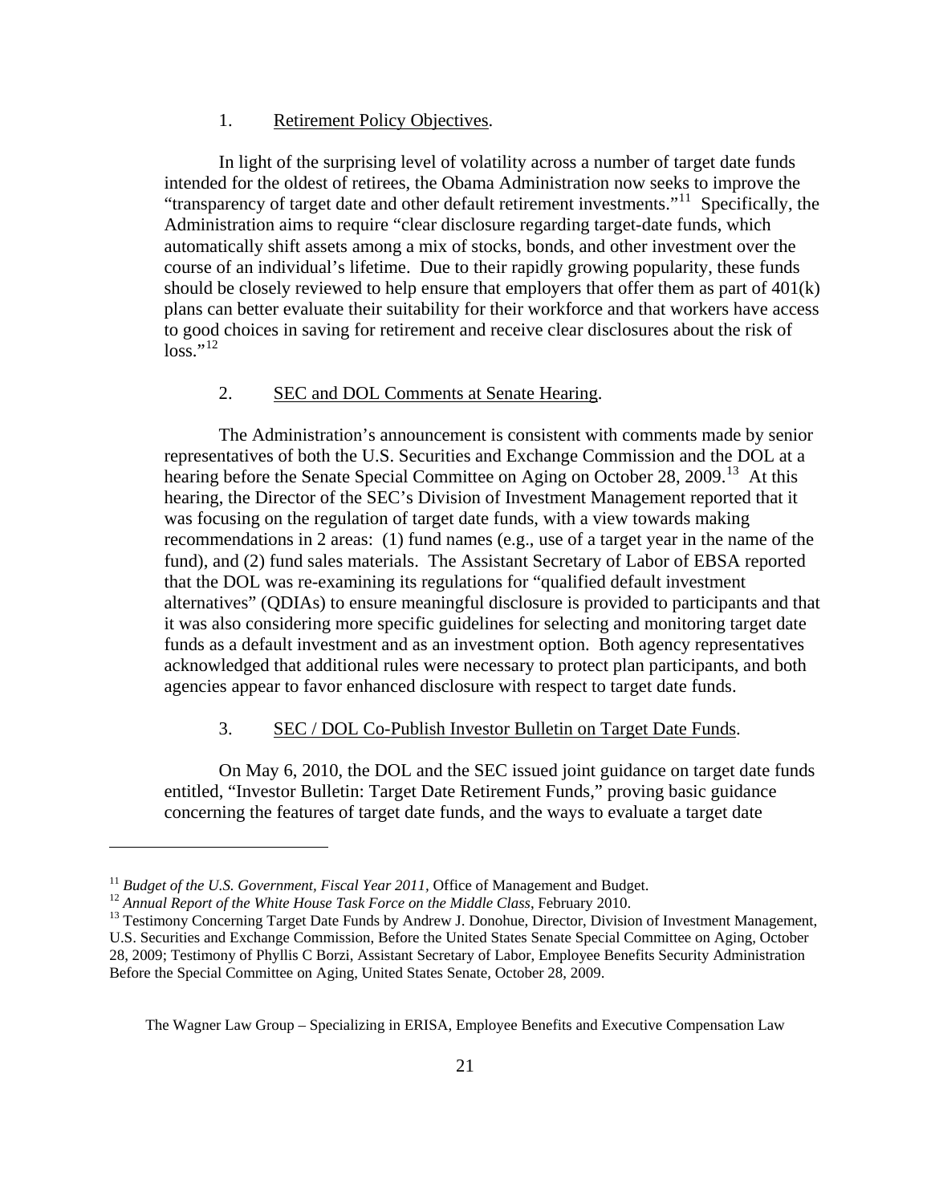1. Retirement Policy Objectives.

In light of the surprising level of volatility across a number of target date funds intended for the oldest of retirees, the Obama Administration now seeks to improve the "transparency of target date and other default retirement investments."[11] Specifically, the Administration aims to require "clear disclosure regarding target-date funds, which automatically shift assets among a mix of stocks, bonds, and other investment over the course of an individual's lifetime. Due to their rapidly growing popularity, these funds should be closely reviewed to help ensure that employers that offer them as part of 401(k) plans can better evaluate their suitability for their workforce and that workers have access to good choices in saving for retirement and receive clear disclosures about the risk of loss."[12]

2. SEC and DOL Comments at Senate Hearing.

The Administration's announcement is consistent with comments made by senior representatives of both the U.S. Securities and Exchange Commission and the DOL at a hearing before the Senate Special Committee on Aging on October 28, 2009.[13] At this hearing, the Director of the SEC's Division of Investment Management reported that it was focusing on the regulation of target date funds, with a view towards making recommendations in 2 areas: (1) fund names (e.g., use of a target year in the name of the fund), and (2) fund sales materials. The Assistant Secretary of Labor of EBSA reported that the DOL was re-examining its regulations for "qualified default investment alternatives" (QDIAs) to ensure meaningful disclosure is provided to participants and that it was also considering more specific guidelines for selecting and monitoring target date funds as a default investment and as an investment option. Both agency representatives acknowledged that additional rules were necessary to protect plan participants, and both agencies appear to favor enhanced disclosure with respect to target date funds.

3. SEC / DOL Co-Publish Investor Bulletin on Target Date Funds.

On May 6, 2010, the DOL and the SEC issued joint guidance on target date funds entitled, "Investor Bulletin: Target Date Retirement Funds," proving basic guidance concerning the features of target date funds, and the ways to evaluate a target date

---

[11] *Budget of the U.S. Government, Fiscal Year 2011*, Office of Management and Budget.

[12] *Annual Report of the White House Task Force on the Middle Class*, February 2010.

[13] Testimony Concerning Target Date Funds by Andrew J. Donohue, Director, Division of Investment Management, U.S. Securities and Exchange Commission, Before the United States Senate Special Committee on Aging, October 28, 2009; Testimony of Phyllis C Borzi, Assistant Secretary of Labor, Employee Benefits Security Administration Before the Special Committee on Aging, United States Senate, October 28, 2009.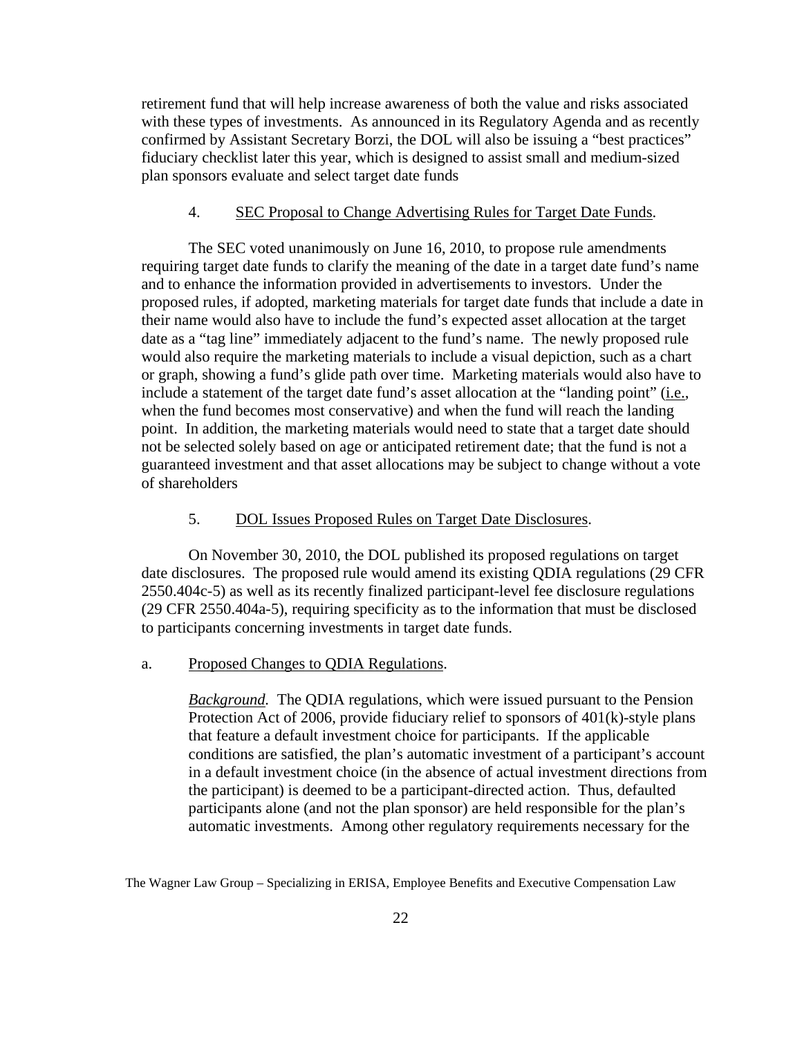retirement fund that will help increase awareness of both the value and risks associated with these types of investments. As announced in its Regulatory Agenda and as recently confirmed by Assistant Secretary Borzi, the DOL will also be issuing a "best practices" fiduciary checklist later this year, which is designed to assist small and medium-sized plan sponsors evaluate and select target date funds

4. SEC Proposal to Change Advertising Rules for Target Date Funds.

The SEC voted unanimously on June 16, 2010, to propose rule amendments requiring target date funds to clarify the meaning of the date in a target date fund's name and to enhance the information provided in advertisements to investors. Under the proposed rules, if adopted, marketing materials for target date funds that include a date in their name would also have to include the fund's expected asset allocation at the target date as a "tag line" immediately adjacent to the fund's name. The newly proposed rule would also require the marketing materials to include a visual depiction, such as a chart or graph, showing a fund's glide path over time. Marketing materials would also have to include a statement of the target date fund's asset allocation at the "landing point" (i.e., when the fund becomes most conservative) and when the fund will reach the landing point. In addition, the marketing materials would need to state that a target date should not be selected solely based on age or anticipated retirement date; that the fund is not a guaranteed investment and that asset allocations may be subject to change without a vote of shareholders

5. DOL Issues Proposed Rules on Target Date Disclosures.

On November 30, 2010, the DOL published its proposed regulations on target date disclosures. The proposed rule would amend its existing QDIA regulations (29 CFR 2550.404c-5) as well as its recently finalized participant-level fee disclosure regulations (29 CFR 2550.404a-5), requiring specificity as to the information that must be disclosed to participants concerning investments in target date funds.

a. Proposed Changes to QDIA Regulations.

*Background.* The QDIA regulations, which were issued pursuant to the Pension Protection Act of 2006, provide fiduciary relief to sponsors of 401(k)-style plans that feature a default investment choice for participants. If the applicable conditions are satisfied, the plan's automatic investment of a participant's account in a default investment choice (in the absence of actual investment directions from the participant) is deemed to be a participant-directed action. Thus, defaulted participants alone (and not the plan sponsor) are held responsible for the plan's automatic investments. Among other regulatory requirements necessary for the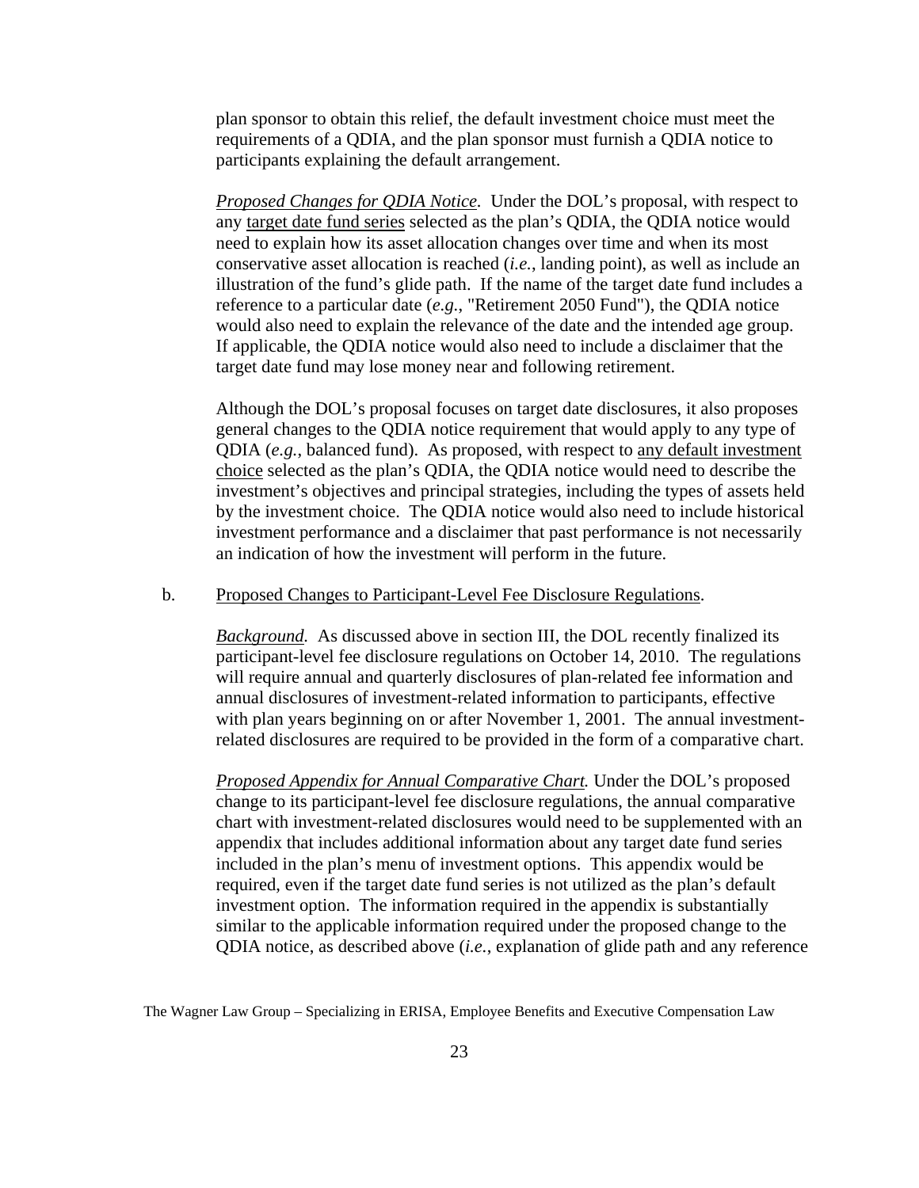plan sponsor to obtain this relief, the default investment choice must meet the requirements of a QDIA, and the plan sponsor must furnish a QDIA notice to participants explaining the default arrangement.

*Proposed Changes for QDIA Notice.* Under the DOL's proposal, with respect to any target date fund series selected as the plan's QDIA, the QDIA notice would need to explain how its asset allocation changes over time and when its most conservative asset allocation is reached (*i.e.*, landing point), as well as include an illustration of the fund's glide path. If the name of the target date fund includes a reference to a particular date (*e.g.*, "Retirement 2050 Fund"), the QDIA notice would also need to explain the relevance of the date and the intended age group. If applicable, the QDIA notice would also need to include a disclaimer that the target date fund may lose money near and following retirement.

Although the DOL's proposal focuses on target date disclosures, it also proposes general changes to the QDIA notice requirement that would apply to any type of QDIA (*e.g.*, balanced fund). As proposed, with respect to any default investment choice selected as the plan's QDIA, the QDIA notice would need to describe the investment's objectives and principal strategies, including the types of assets held by the investment choice. The QDIA notice would also need to include historical investment performance and a disclaimer that past performance is not necessarily an indication of how the investment will perform in the future.

b. Proposed Changes to Participant-Level Fee Disclosure Regulations.

*Background.* As discussed above in section III, the DOL recently finalized its participant-level fee disclosure regulations on October 14, 2010. The regulations will require annual and quarterly disclosures of plan-related fee information and annual disclosures of investment-related information to participants, effective with plan years beginning on or after November 1, 2001. The annual investment-related disclosures are required to be provided in the form of a comparative chart.

*Proposed Appendix for Annual Comparative Chart.* Under the DOL's proposed change to its participant-level fee disclosure regulations, the annual comparative chart with investment-related disclosures would need to be supplemented with an appendix that includes additional information about any target date fund series included in the plan's menu of investment options. This appendix would be required, even if the target date fund series is not utilized as the plan's default investment option. The information required in the appendix is substantially similar to the applicable information required under the proposed change to the QDIA notice, as described above (*i.e.*, explanation of glide path and any reference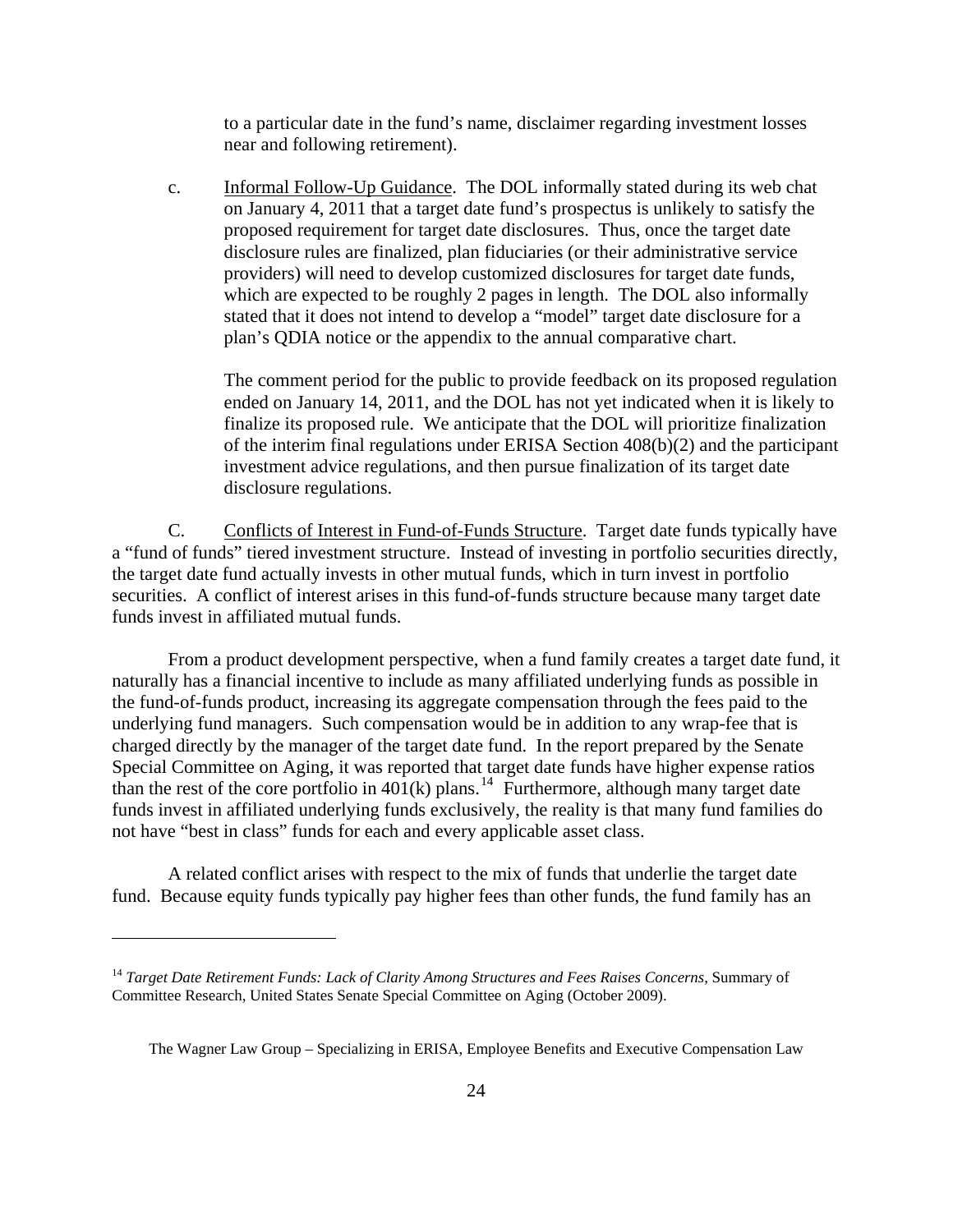to a particular date in the fund's name, disclaimer regarding investment losses near and following retirement).

c. Informal Follow-Up Guidance. The DOL informally stated during its web chat on January 4, 2011 that a target date fund's prospectus is unlikely to satisfy the proposed requirement for target date disclosures. Thus, once the target date disclosure rules are finalized, plan fiduciaries (or their administrative service providers) will need to develop customized disclosures for target date funds, which are expected to be roughly 2 pages in length. The DOL also informally stated that it does not intend to develop a "model" target date disclosure for a plan's QDIA notice or the appendix to the annual comparative chart.

The comment period for the public to provide feedback on its proposed regulation ended on January 14, 2011, and the DOL has not yet indicated when it is likely to finalize its proposed rule. We anticipate that the DOL will prioritize finalization of the interim final regulations under ERISA Section 408(b)(2) and the participant investment advice regulations, and then pursue finalization of its target date disclosure regulations.

C. Conflicts of Interest in Fund-of-Funds Structure. Target date funds typically have a "fund of funds" tiered investment structure. Instead of investing in portfolio securities directly, the target date fund actually invests in other mutual funds, which in turn invest in portfolio securities. A conflict of interest arises in this fund-of-funds structure because many target date funds invest in affiliated mutual funds.

From a product development perspective, when a fund family creates a target date fund, it naturally has a financial incentive to include as many affiliated underlying funds as possible in the fund-of-funds product, increasing its aggregate compensation through the fees paid to the underlying fund managers. Such compensation would be in addition to any wrap-fee that is charged directly by the manager of the target date fund. In the report prepared by the Senate Special Committee on Aging, it was reported that target date funds have higher expense ratios than the rest of the core portfolio in 401(k) plans.[14] Furthermore, although many target date funds invest in affiliated underlying funds exclusively, the reality is that many fund families do not have "best in class" funds for each and every applicable asset class.

A related conflict arises with respect to the mix of funds that underlie the target date fund. Because equity funds typically pay higher fees than other funds, the fund family has an

[14] *Target Date Retirement Funds: Lack of Clarity Among Structures and Fees Raises Concerns*, Summary of Committee Research, United States Senate Special Committee on Aging (October 2009).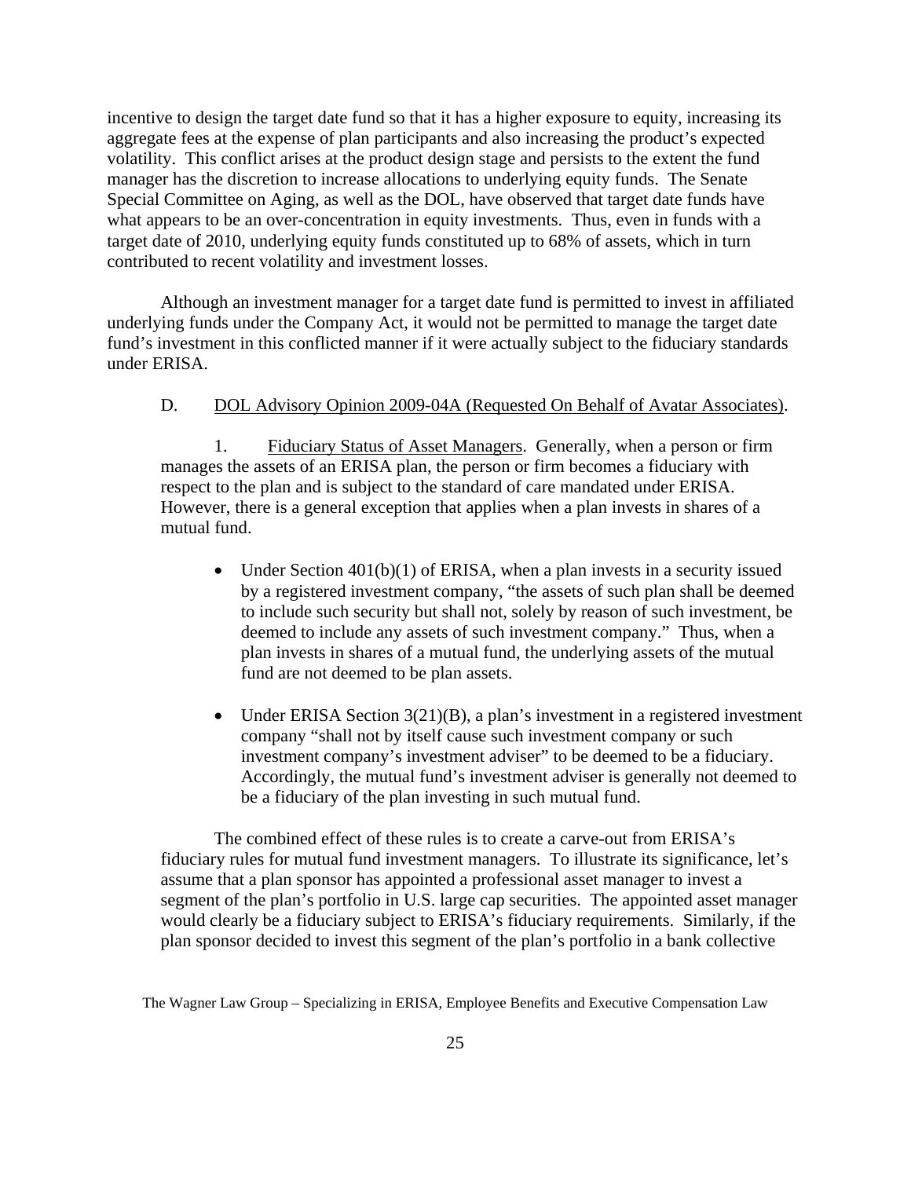incentive to design the target date fund so that it has a higher exposure to equity, increasing its aggregate fees at the expense of plan participants and also increasing the product's expected volatility. This conflict arises at the product design stage and persists to the extent the fund manager has the discretion to increase allocations to underlying equity funds. The Senate Special Committee on Aging, as well as the DOL, have observed that target date funds have what appears to be an over-concentration in equity investments. Thus, even in funds with a target date of 2010, underlying equity funds constituted up to 68% of assets, which in turn contributed to recent volatility and investment losses.

Although an investment manager for a target date fund is permitted to invest in affiliated underlying funds under the Company Act, it would not be permitted to manage the target date fund's investment in this conflicted manner if it were actually subject to the fiduciary standards under ERISA.

D. <u>DOL Advisory Opinion 2009-04A (Requested On Behalf of Avatar Associates)</u>.

1. <u>Fiduciary Status of Asset Managers</u>. Generally, when a person or firm manages the assets of an ERISA plan, the person or firm becomes a fiduciary with respect to the plan and is subject to the standard of care mandated under ERISA. However, there is a general exception that applies when a plan invests in shares of a mutual fund.

- Under Section 401(b)(1) of ERISA, when a plan invests in a security issued by a registered investment company, "the assets of such plan shall be deemed to include such security but shall not, solely by reason of such investment, be deemed to include any assets of such investment company." Thus, when a plan invests in shares of a mutual fund, the underlying assets of the mutual fund are not deemed to be plan assets.

- Under ERISA Section 3(21)(B), a plan's investment in a registered investment company "shall not by itself cause such investment company or such investment company's investment adviser" to be deemed to be a fiduciary. Accordingly, the mutual fund's investment adviser is generally not deemed to be a fiduciary of the plan investing in such mutual fund.

The combined effect of these rules is to create a carve-out from ERISA's fiduciary rules for mutual fund investment managers. To illustrate its significance, let's assume that a plan sponsor has appointed a professional asset manager to invest a segment of the plan's portfolio in U.S. large cap securities. The appointed asset manager would clearly be a fiduciary subject to ERISA's fiduciary requirements. Similarly, if the plan sponsor decided to invest this segment of the plan's portfolio in a bank collective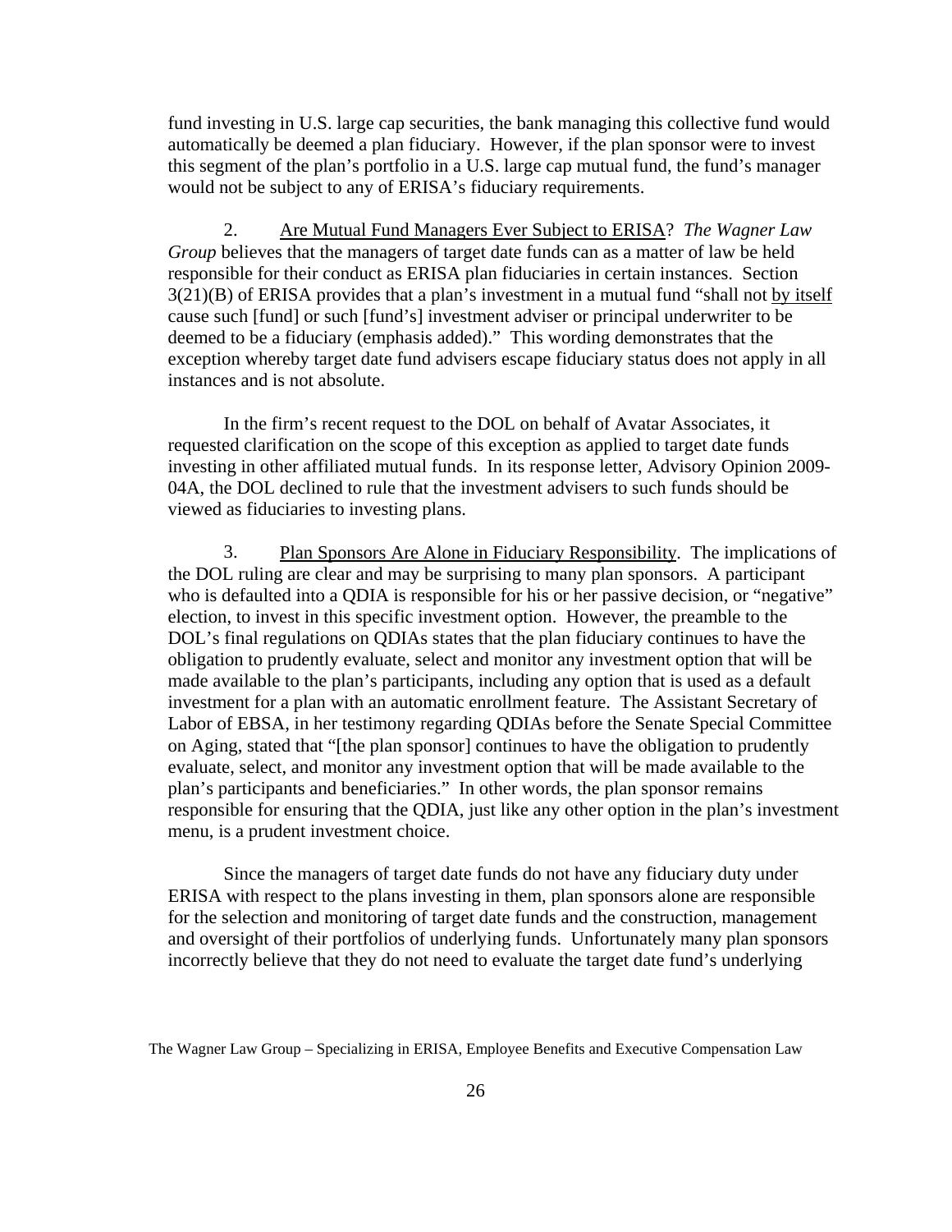fund investing in U.S. large cap securities, the bank managing this collective fund would automatically be deemed a plan fiduciary. However, if the plan sponsor were to invest this segment of the plan's portfolio in a U.S. large cap mutual fund, the fund's manager would not be subject to any of ERISA's fiduciary requirements.

2. <u>Are Mutual Fund Managers Ever Subject to ERISA</u>? *The Wagner Law Group* believes that the managers of target date funds can as a matter of law be held responsible for their conduct as ERISA plan fiduciaries in certain instances. Section 3(21)(B) of ERISA provides that a plan's investment in a mutual fund "shall not <u>by itself</u> cause such [fund] or such [fund's] investment adviser or principal underwriter to be deemed to be a fiduciary (emphasis added)." This wording demonstrates that the exception whereby target date fund advisers escape fiduciary status does not apply in all instances and is not absolute.

In the firm's recent request to the DOL on behalf of Avatar Associates, it requested clarification on the scope of this exception as applied to target date funds investing in other affiliated mutual funds. In its response letter, Advisory Opinion 2009-04A, the DOL declined to rule that the investment advisers to such funds should be viewed as fiduciaries to investing plans.

3. <u>Plan Sponsors Are Alone in Fiduciary Responsibility</u>. The implications of the DOL ruling are clear and may be surprising to many plan sponsors. A participant who is defaulted into a QDIA is responsible for his or her passive decision, or "negative" election, to invest in this specific investment option. However, the preamble to the DOL's final regulations on QDIAs states that the plan fiduciary continues to have the obligation to prudently evaluate, select and monitor any investment option that will be made available to the plan's participants, including any option that is used as a default investment for a plan with an automatic enrollment feature. The Assistant Secretary of Labor of EBSA, in her testimony regarding QDIAs before the Senate Special Committee on Aging, stated that "[the plan sponsor] continues to have the obligation to prudently evaluate, select, and monitor any investment option that will be made available to the plan's participants and beneficiaries." In other words, the plan sponsor remains responsible for ensuring that the QDIA, just like any other option in the plan's investment menu, is a prudent investment choice.

Since the managers of target date funds do not have any fiduciary duty under ERISA with respect to the plans investing in them, plan sponsors alone are responsible for the selection and monitoring of target date funds and the construction, management and oversight of their portfolios of underlying funds. Unfortunately many plan sponsors incorrectly believe that they do not need to evaluate the target date fund's underlying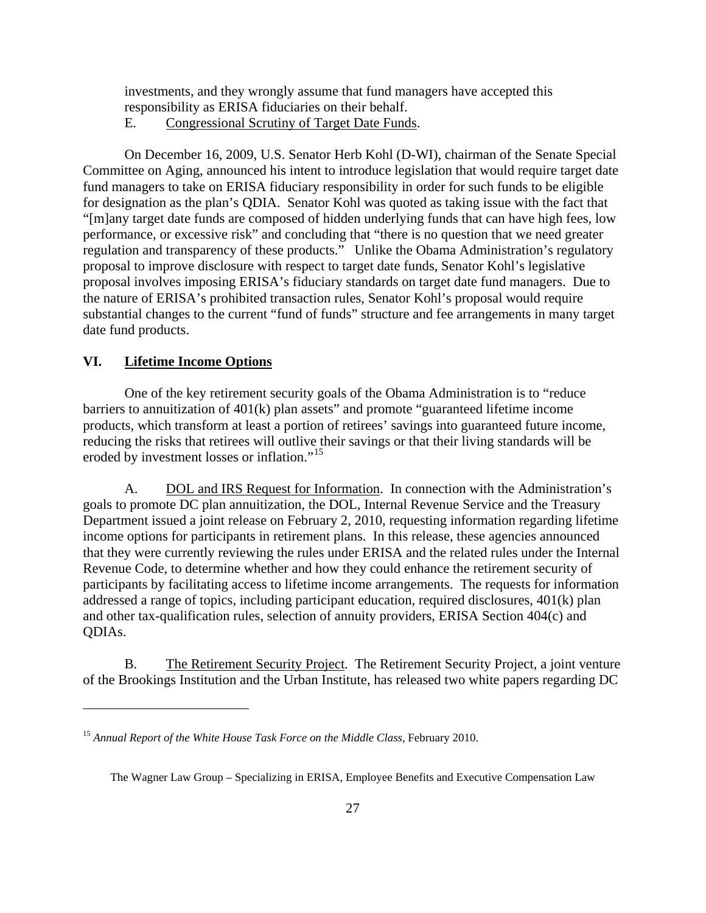investments, and they wrongly assume that fund managers have accepted this responsibility as ERISA fiduciaries on their behalf.

E. Congressional Scrutiny of Target Date Funds.

On December 16, 2009, U.S. Senator Herb Kohl (D-WI), chairman of the Senate Special Committee on Aging, announced his intent to introduce legislation that would require target date fund managers to take on ERISA fiduciary responsibility in order for such funds to be eligible for designation as the plan's QDIA. Senator Kohl was quoted as taking issue with the fact that "[m]any target date funds are composed of hidden underlying funds that can have high fees, low performance, or excessive risk" and concluding that "there is no question that we need greater regulation and transparency of these products." Unlike the Obama Administration's regulatory proposal to improve disclosure with respect to target date funds, Senator Kohl's legislative proposal involves imposing ERISA's fiduciary standards on target date fund managers. Due to the nature of ERISA's prohibited transaction rules, Senator Kohl's proposal would require substantial changes to the current "fund of funds" structure and fee arrangements in many target date fund products.

## VI. Lifetime Income Options

One of the key retirement security goals of the Obama Administration is to "reduce barriers to annuitization of 401(k) plan assets" and promote "guaranteed lifetime income products, which transform at least a portion of retirees' savings into guaranteed future income, reducing the risks that retirees will outlive their savings or that their living standards will be eroded by investment losses or inflation."[15]

A. DOL and IRS Request for Information. In connection with the Administration's goals to promote DC plan annuitization, the DOL, Internal Revenue Service and the Treasury Department issued a joint release on February 2, 2010, requesting information regarding lifetime income options for participants in retirement plans. In this release, these agencies announced that they were currently reviewing the rules under ERISA and the related rules under the Internal Revenue Code, to determine whether and how they could enhance the retirement security of participants by facilitating access to lifetime income arrangements. The requests for information addressed a range of topics, including participant education, required disclosures, 401(k) plan and other tax-qualification rules, selection of annuity providers, ERISA Section 404(c) and QDIAs.

B. The Retirement Security Project. The Retirement Security Project, a joint venture of the Brookings Institution and the Urban Institute, has released two white papers regarding DC

---

[15] *Annual Report of the White House Task Force on the Middle Class*, February 2010.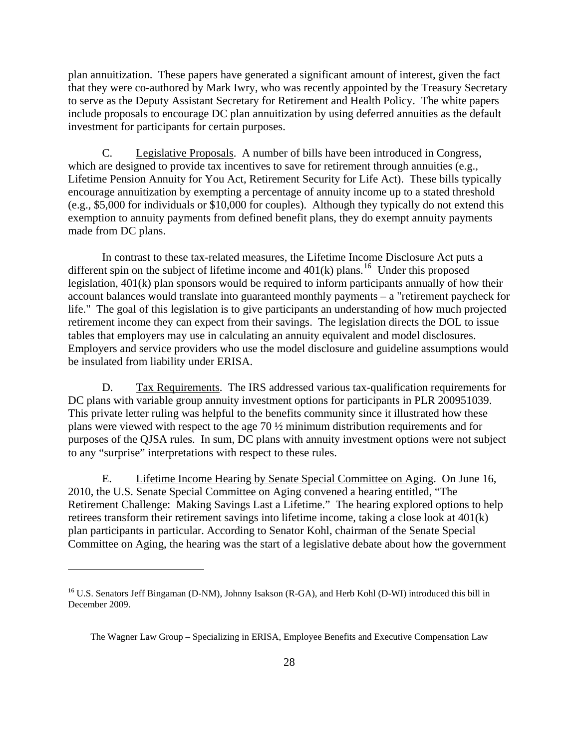plan annuitization. These papers have generated a significant amount of interest, given the fact that they were co-authored by Mark Iwry, who was recently appointed by the Treasury Secretary to serve as the Deputy Assistant Secretary for Retirement and Health Policy. The white papers include proposals to encourage DC plan annuitization by using deferred annuities as the default investment for participants for certain purposes.

C. Legislative Proposals. A number of bills have been introduced in Congress, which are designed to provide tax incentives to save for retirement through annuities (e.g., Lifetime Pension Annuity for You Act, Retirement Security for Life Act). These bills typically encourage annuitization by exempting a percentage of annuity income up to a stated threshold (e.g., $5,000 for individuals or $10,000 for couples). Although they typically do not extend this exemption to annuity payments from defined benefit plans, they do exempt annuity payments made from DC plans.

In contrast to these tax-related measures, the Lifetime Income Disclosure Act puts a different spin on the subject of lifetime income and 401(k) plans.[16] Under this proposed legislation, 401(k) plan sponsors would be required to inform participants annually of how their account balances would translate into guaranteed monthly payments – a "retirement paycheck for life." The goal of this legislation is to give participants an understanding of how much projected retirement income they can expect from their savings. The legislation directs the DOL to issue tables that employers may use in calculating an annuity equivalent and model disclosures. Employers and service providers who use the model disclosure and guideline assumptions would be insulated from liability under ERISA.

D. Tax Requirements. The IRS addressed various tax-qualification requirements for DC plans with variable group annuity investment options for participants in PLR 200951039. This private letter ruling was helpful to the benefits community since it illustrated how these plans were viewed with respect to the age 70 ½ minimum distribution requirements and for purposes of the QJSA rules. In sum, DC plans with annuity investment options were not subject to any "surprise" interpretations with respect to these rules.

E. Lifetime Income Hearing by Senate Special Committee on Aging. On June 16, 2010, the U.S. Senate Special Committee on Aging convened a hearing entitled, "The Retirement Challenge: Making Savings Last a Lifetime." The hearing explored options to help retirees transform their retirement savings into lifetime income, taking a close look at 401(k) plan participants in particular. According to Senator Kohl, chairman of the Senate Special Committee on Aging, the hearing was the start of a legislative debate about how the government

---

[16] U.S. Senators Jeff Bingaman (D-NM), Johnny Isakson (R-GA), and Herb Kohl (D-WI) introduced this bill in December 2009.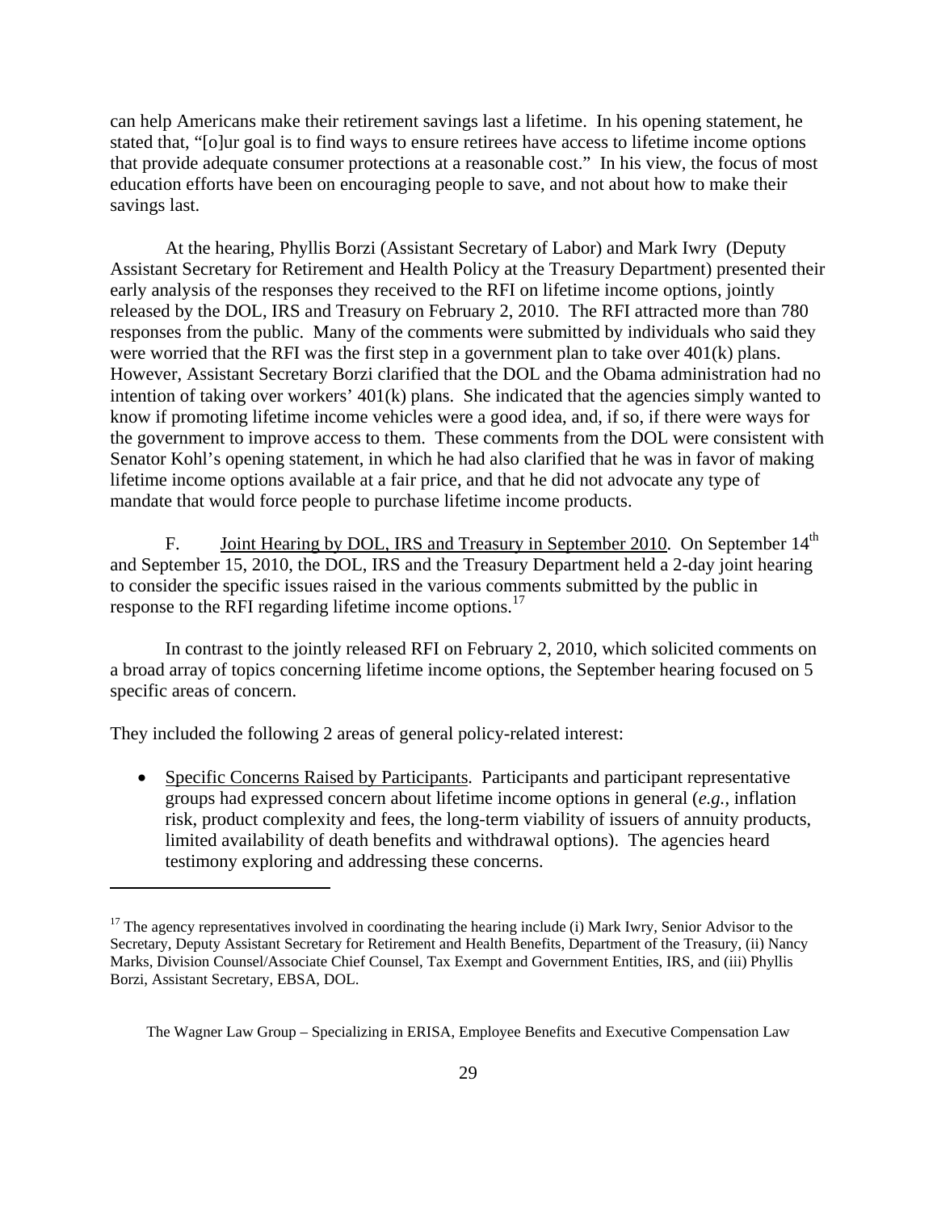can help Americans make their retirement savings last a lifetime. In his opening statement, he stated that, "[o]ur goal is to find ways to ensure retirees have access to lifetime income options that provide adequate consumer protections at a reasonable cost." In his view, the focus of most education efforts have been on encouraging people to save, and not about how to make their savings last.

At the hearing, Phyllis Borzi (Assistant Secretary of Labor) and Mark Iwry (Deputy Assistant Secretary for Retirement and Health Policy at the Treasury Department) presented their early analysis of the responses they received to the RFI on lifetime income options, jointly released by the DOL, IRS and Treasury on February 2, 2010. The RFI attracted more than 780 responses from the public. Many of the comments were submitted by individuals who said they were worried that the RFI was the first step in a government plan to take over 401(k) plans. However, Assistant Secretary Borzi clarified that the DOL and the Obama administration had no intention of taking over workers' 401(k) plans. She indicated that the agencies simply wanted to know if promoting lifetime income vehicles were a good idea, and, if so, if there were ways for the government to improve access to them. These comments from the DOL were consistent with Senator Kohl's opening statement, in which he had also clarified that he was in favor of making lifetime income options available at a fair price, and that he did not advocate any type of mandate that would force people to purchase lifetime income products.

F. Joint Hearing by DOL, IRS and Treasury in September 2010. On September 14th and September 15, 2010, the DOL, IRS and the Treasury Department held a 2-day joint hearing to consider the specific issues raised in the various comments submitted by the public in response to the RFI regarding lifetime income options.[17]

In contrast to the jointly released RFI on February 2, 2010, which solicited comments on a broad array of topics concerning lifetime income options, the September hearing focused on 5 specific areas of concern.

They included the following 2 areas of general policy-related interest:

- Specific Concerns Raised by Participants. Participants and participant representative groups had expressed concern about lifetime income options in general (*e.g.*, inflation risk, product complexity and fees, the long-term viability of issuers of annuity products, limited availability of death benefits and withdrawal options). The agencies heard testimony exploring and addressing these concerns.

[17] The agency representatives involved in coordinating the hearing include (i) Mark Iwry, Senior Advisor to the Secretary, Deputy Assistant Secretary for Retirement and Health Benefits, Department of the Treasury, (ii) Nancy Marks, Division Counsel/Associate Chief Counsel, Tax Exempt and Government Entities, IRS, and (iii) Phyllis Borzi, Assistant Secretary, EBSA, DOL.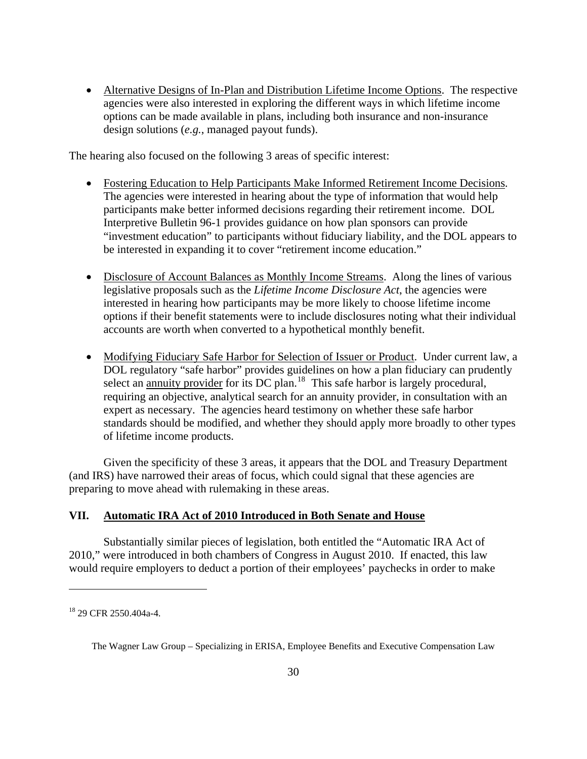- Alternative Designs of In-Plan and Distribution Lifetime Income Options. The respective agencies were also interested in exploring the different ways in which lifetime income options can be made available in plans, including both insurance and non-insurance design solutions (*e.g.*, managed payout funds).

The hearing also focused on the following 3 areas of specific interest:

- Fostering Education to Help Participants Make Informed Retirement Income Decisions. The agencies were interested in hearing about the type of information that would help participants make better informed decisions regarding their retirement income. DOL Interpretive Bulletin 96-1 provides guidance on how plan sponsors can provide "investment education" to participants without fiduciary liability, and the DOL appears to be interested in expanding it to cover "retirement income education."

- Disclosure of Account Balances as Monthly Income Streams. Along the lines of various legislative proposals such as the *Lifetime Income Disclosure Act*, the agencies were interested in hearing how participants may be more likely to choose lifetime income options if their benefit statements were to include disclosures noting what their individual accounts are worth when converted to a hypothetical monthly benefit.

- Modifying Fiduciary Safe Harbor for Selection of Issuer or Product. Under current law, a DOL regulatory "safe harbor" provides guidelines on how a plan fiduciary can prudently select an annuity provider for its DC plan.[18] This safe harbor is largely procedural, requiring an objective, analytical search for an annuity provider, in consultation with an expert as necessary. The agencies heard testimony on whether these safe harbor standards should be modified, and whether they should apply more broadly to other types of lifetime income products.

Given the specificity of these 3 areas, it appears that the DOL and Treasury Department (and IRS) have narrowed their areas of focus, which could signal that these agencies are preparing to move ahead with rulemaking in these areas.

## VII. Automatic IRA Act of 2010 Introduced in Both Senate and House

Substantially similar pieces of legislation, both entitled the "Automatic IRA Act of 2010," were introduced in both chambers of Congress in August 2010. If enacted, this law would require employers to deduct a portion of their employees' paychecks in order to make

---

[18] 29 CFR 2550.404a-4.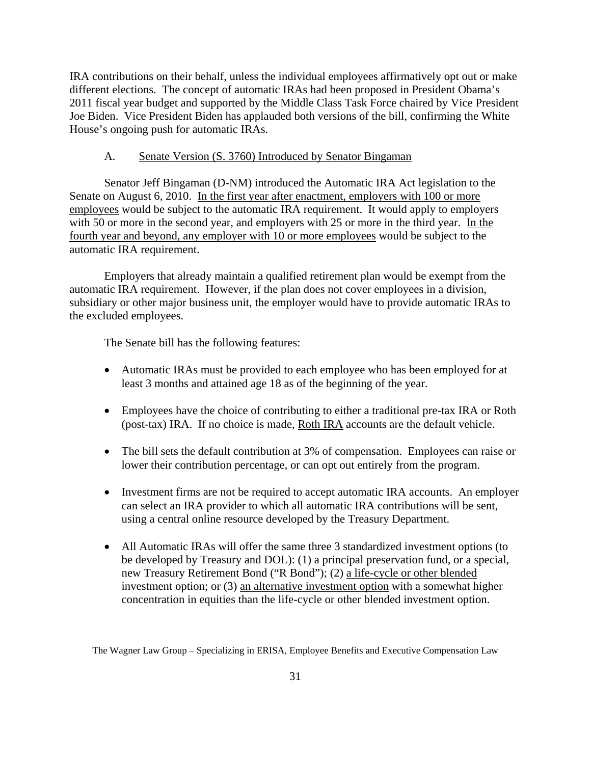IRA contributions on their behalf, unless the individual employees affirmatively opt out or make different elections. The concept of automatic IRAs had been proposed in President Obama's 2011 fiscal year budget and supported by the Middle Class Task Force chaired by Vice President Joe Biden. Vice President Biden has applauded both versions of the bill, confirming the White House's ongoing push for automatic IRAs.

### A. Senate Version (S. 3760) Introduced by Senator Bingaman

Senator Jeff Bingaman (D-NM) introduced the Automatic IRA Act legislation to the Senate on August 6, 2010. In the first year after enactment, employers with 100 or more employees would be subject to the automatic IRA requirement. It would apply to employers with 50 or more in the second year, and employers with 25 or more in the third year. In the fourth year and beyond, any employer with 10 or more employees would be subject to the automatic IRA requirement.

Employers that already maintain a qualified retirement plan would be exempt from the automatic IRA requirement. However, if the plan does not cover employees in a division, subsidiary or other major business unit, the employer would have to provide automatic IRAs to the excluded employees.

The Senate bill has the following features:

- Automatic IRAs must be provided to each employee who has been employed for at least 3 months and attained age 18 as of the beginning of the year.
- Employees have the choice of contributing to either a traditional pre-tax IRA or Roth (post-tax) IRA. If no choice is made, Roth IRA accounts are the default vehicle.
- The bill sets the default contribution at 3% of compensation. Employees can raise or lower their contribution percentage, or can opt out entirely from the program.
- Investment firms are not be required to accept automatic IRA accounts. An employer can select an IRA provider to which all automatic IRA contributions will be sent, using a central online resource developed by the Treasury Department.
- All Automatic IRAs will offer the same three 3 standardized investment options (to be developed by Treasury and DOL): (1) a principal preservation fund, or a special, new Treasury Retirement Bond ("R Bond"); (2) a life-cycle or other blended investment option; or (3) an alternative investment option with a somewhat higher concentration in equities than the life-cycle or other blended investment option.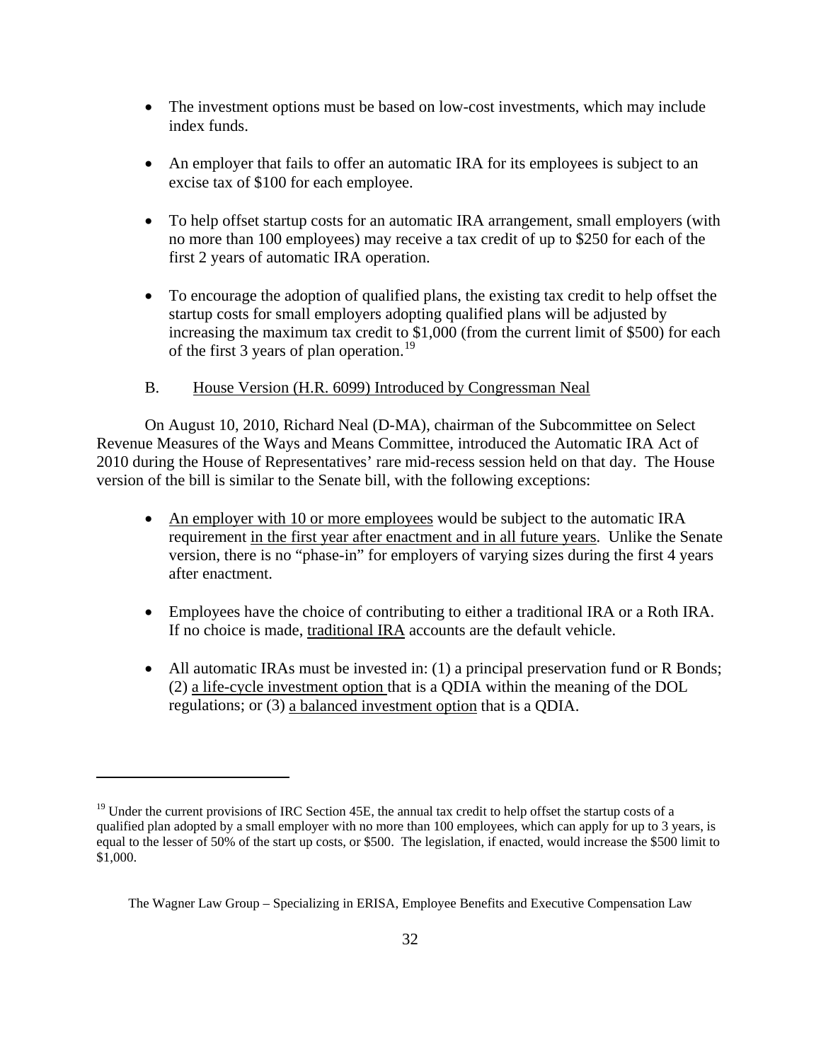- The investment options must be based on low-cost investments, which may include index funds.

- An employer that fails to offer an automatic IRA for its employees is subject to an excise tax of $100 for each employee.

- To help offset startup costs for an automatic IRA arrangement, small employers (with no more than 100 employees) may receive a tax credit of up to $250 for each of the first 2 years of automatic IRA operation.

- To encourage the adoption of qualified plans, the existing tax credit to help offset the startup costs for small employers adopting qualified plans will be adjusted by increasing the maximum tax credit to $1,000 (from the current limit of $500) for each of the first 3 years of plan operation.[19]

B. <u>House Version (H.R. 6099) Introduced by Congressman Neal</u>

On August 10, 2010, Richard Neal (D-MA), chairman of the Subcommittee on Select Revenue Measures of the Ways and Means Committee, introduced the Automatic IRA Act of 2010 during the House of Representatives' rare mid-recess session held on that day. The House version of the bill is similar to the Senate bill, with the following exceptions:

- <u>An employer with 10 or more employees</u> would be subject to the automatic IRA requirement <u>in the first year after enactment and in all future years</u>. Unlike the Senate version, there is no "phase-in" for employers of varying sizes during the first 4 years after enactment.

- Employees have the choice of contributing to either a traditional IRA or a Roth IRA. If no choice is made, <u>traditional IRA</u> accounts are the default vehicle.

- All automatic IRAs must be invested in: (1) a principal preservation fund or R Bonds; (2) <u>a life-cycle investment option</u> that is a QDIA within the meaning of the DOL regulations; or (3) <u>a balanced investment option</u> that is a QDIA.

---

[19] Under the current provisions of IRC Section 45E, the annual tax credit to help offset the startup costs of a qualified plan adopted by a small employer with no more than 100 employees, which can apply for up to 3 years, is equal to the lesser of 50% of the start up costs, or $500. The legislation, if enacted, would increase the $500 limit to $1,000.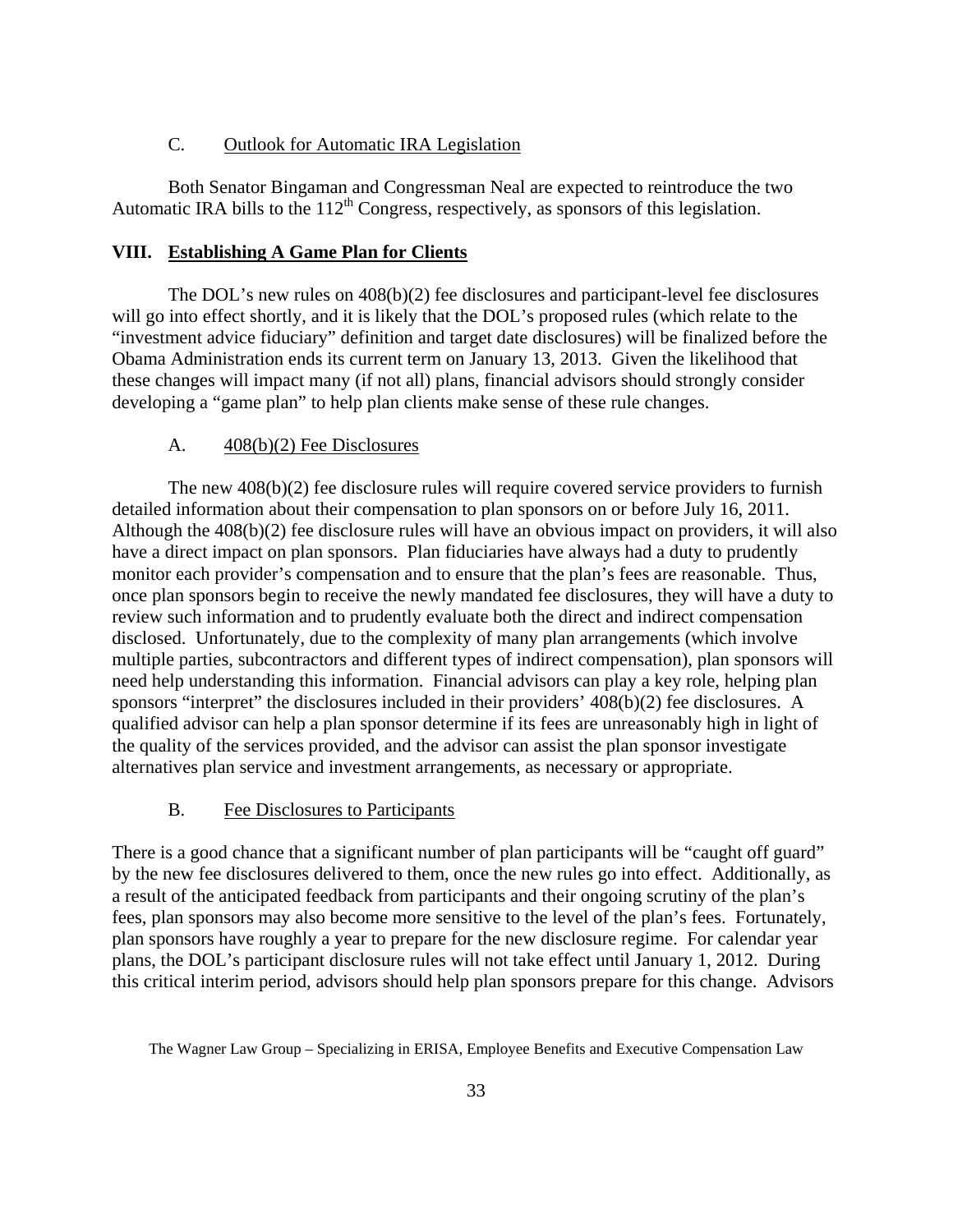### C. Outlook for Automatic IRA Legislation

Both Senator Bingaman and Congressman Neal are expected to reintroduce the two Automatic IRA bills to the 112th Congress, respectively, as sponsors of this legislation.

## VIII. Establishing A Game Plan for Clients

The DOL's new rules on 408(b)(2) fee disclosures and participant-level fee disclosures will go into effect shortly, and it is likely that the DOL's proposed rules (which relate to the "investment advice fiduciary" definition and target date disclosures) will be finalized before the Obama Administration ends its current term on January 13, 2013. Given the likelihood that these changes will impact many (if not all) plans, financial advisors should strongly consider developing a "game plan" to help plan clients make sense of these rule changes.

### A. 408(b)(2) Fee Disclosures

The new 408(b)(2) fee disclosure rules will require covered service providers to furnish detailed information about their compensation to plan sponsors on or before July 16, 2011. Although the 408(b)(2) fee disclosure rules will have an obvious impact on providers, it will also have a direct impact on plan sponsors. Plan fiduciaries have always had a duty to prudently monitor each provider's compensation and to ensure that the plan's fees are reasonable. Thus, once plan sponsors begin to receive the newly mandated fee disclosures, they will have a duty to review such information and to prudently evaluate both the direct and indirect compensation disclosed. Unfortunately, due to the complexity of many plan arrangements (which involve multiple parties, subcontractors and different types of indirect compensation), plan sponsors will need help understanding this information. Financial advisors can play a key role, helping plan sponsors "interpret" the disclosures included in their providers' 408(b)(2) fee disclosures. A qualified advisor can help a plan sponsor determine if its fees are unreasonably high in light of the quality of the services provided, and the advisor can assist the plan sponsor investigate alternatives plan service and investment arrangements, as necessary or appropriate.

### B. Fee Disclosures to Participants

There is a good chance that a significant number of plan participants will be "caught off guard" by the new fee disclosures delivered to them, once the new rules go into effect. Additionally, as a result of the anticipated feedback from participants and their ongoing scrutiny of the plan's fees, plan sponsors may also become more sensitive to the level of the plan's fees. Fortunately, plan sponsors have roughly a year to prepare for the new disclosure regime. For calendar year plans, the DOL's participant disclosure rules will not take effect until January 1, 2012. During this critical interim period, advisors should help plan sponsors prepare for this change. Advisors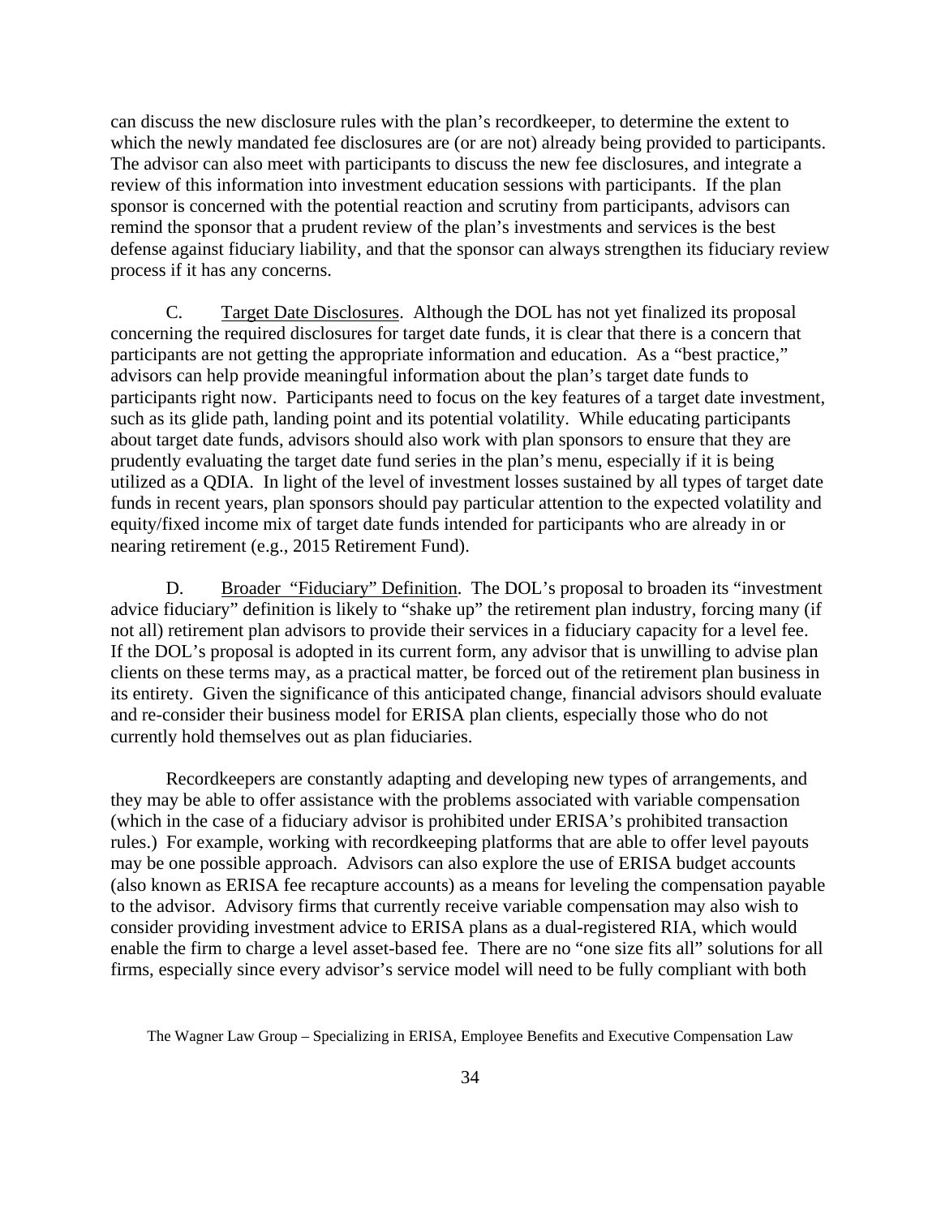can discuss the new disclosure rules with the plan's recordkeeper, to determine the extent to which the newly mandated fee disclosures are (or are not) already being provided to participants. The advisor can also meet with participants to discuss the new fee disclosures, and integrate a review of this information into investment education sessions with participants. If the plan sponsor is concerned with the potential reaction and scrutiny from participants, advisors can remind the sponsor that a prudent review of the plan's investments and services is the best defense against fiduciary liability, and that the sponsor can always strengthen its fiduciary review process if it has any concerns.

C. Target Date Disclosures. Although the DOL has not yet finalized its proposal concerning the required disclosures for target date funds, it is clear that there is a concern that participants are not getting the appropriate information and education. As a "best practice," advisors can help provide meaningful information about the plan's target date funds to participants right now. Participants need to focus on the key features of a target date investment, such as its glide path, landing point and its potential volatility. While educating participants about target date funds, advisors should also work with plan sponsors to ensure that they are prudently evaluating the target date fund series in the plan's menu, especially if it is being utilized as a QDIA. In light of the level of investment losses sustained by all types of target date funds in recent years, plan sponsors should pay particular attention to the expected volatility and equity/fixed income mix of target date funds intended for participants who are already in or nearing retirement (e.g., 2015 Retirement Fund).

D. Broader "Fiduciary" Definition. The DOL's proposal to broaden its "investment advice fiduciary" definition is likely to "shake up" the retirement plan industry, forcing many (if not all) retirement plan advisors to provide their services in a fiduciary capacity for a level fee. If the DOL's proposal is adopted in its current form, any advisor that is unwilling to advise plan clients on these terms may, as a practical matter, be forced out of the retirement plan business in its entirety. Given the significance of this anticipated change, financial advisors should evaluate and re-consider their business model for ERISA plan clients, especially those who do not currently hold themselves out as plan fiduciaries.

Recordkeepers are constantly adapting and developing new types of arrangements, and they may be able to offer assistance with the problems associated with variable compensation (which in the case of a fiduciary advisor is prohibited under ERISA's prohibited transaction rules.) For example, working with recordkeeping platforms that are able to offer level payouts may be one possible approach. Advisors can also explore the use of ERISA budget accounts (also known as ERISA fee recapture accounts) as a means for leveling the compensation payable to the advisor. Advisory firms that currently receive variable compensation may also wish to consider providing investment advice to ERISA plans as a dual-registered RIA, which would enable the firm to charge a level asset-based fee. There are no "one size fits all" solutions for all firms, especially since every advisor's service model will need to be fully compliant with both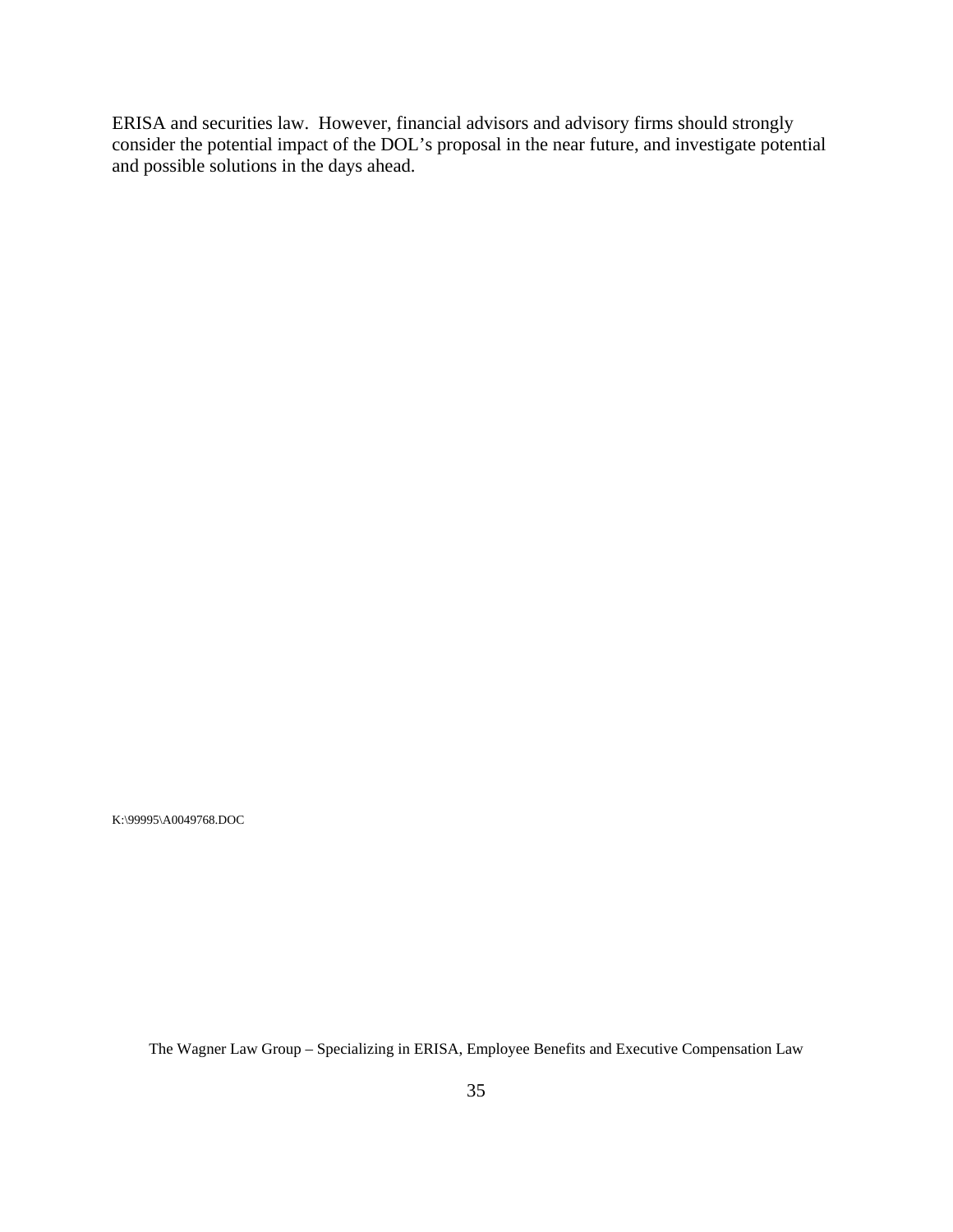ERISA and securities law. However, financial advisors and advisory firms should strongly consider the potential impact of the DOL's proposal in the near future, and investigate potential and possible solutions in the days ahead.

K:\99995\A0049768.DOC